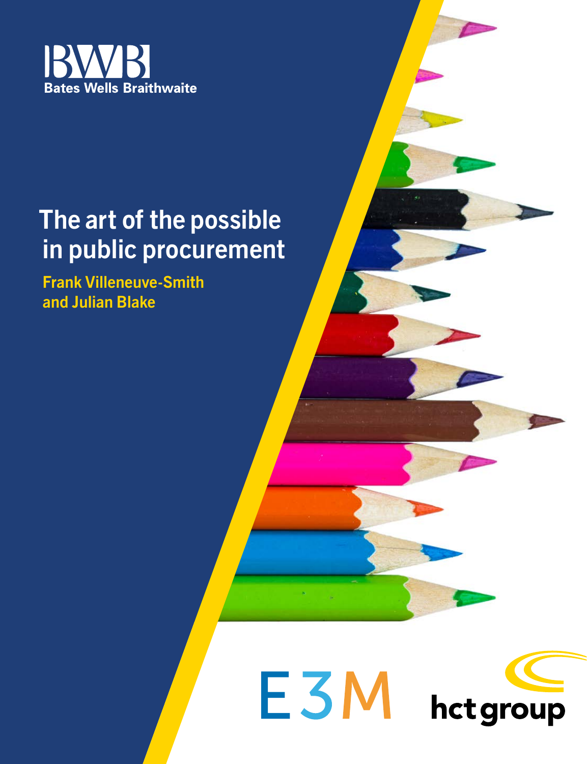Bates Wells Braithwaite

# The art of the possible in public procurement

**Frank Villeneuve-Smith and Julian Blake**

E3M

hct group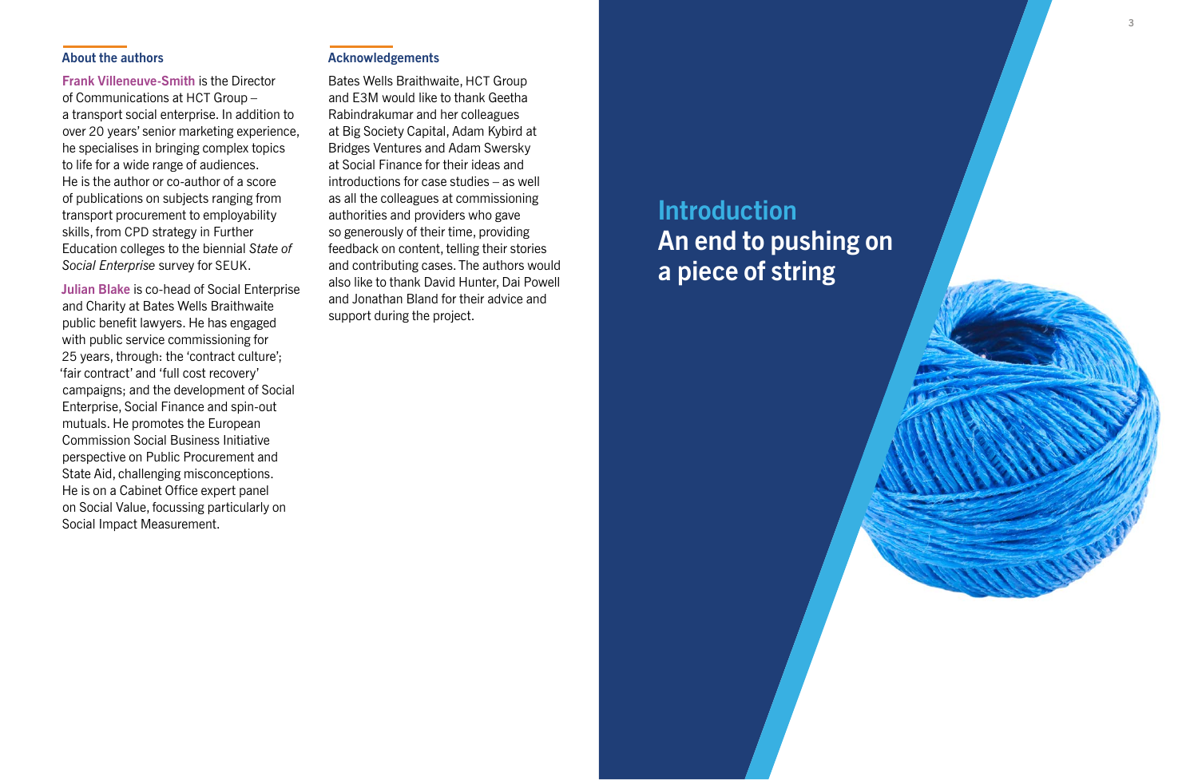## About the authors

**Frank Villeneuve-Smith** is the Director of Communications at HCT Group – a transport social enterprise. In addition to over 20 years' senior marketing experience, he specialises in bringing complex topics to life for a wide range of audiences. He is the author or co-author of a score of publications on subjects ranging from transport procurement to employability skills, from CPD strategy in Further Education colleges to the biennial *State of Social Enterprise* survey for SEUK.

**Julian Blake** is co-head of Social Enterprise and Charity at Bates Wells Braithwaite public benefit lawyers. He has engaged with public service commissioning for 25 years, through: the 'contract culture'; 'fair contract' and 'full cost recovery' campaigns; and the development of Social Enterprise, Social Finance and spin-out mutuals. He promotes the European Commission Social Business Initiative perspective on Public Procurement and State Aid, challenging misconceptions. He is on a Cabinet Office expert panel on Social Value, focussing particularly on Social Impact Measurement.

## Acknowledgements

Bates Wells Braithwaite, HCT Group and E3M would like to thank Geetha Rabindrakumar and her colleagues at Big Society Capital, Adam Kybird at Bridges Ventures and Adam Swersky at Social Finance for their ideas and introductions for case studies – as well as all the colleagues at commissioning authorities and providers who gave so generously of their time, providing feedback on content, telling their stories and contributing cases. The authors would also like to thank David Hunter, Dai Powell and Jonathan Bland for their advice and support during the project.

# Introduction
## An end to pushing on a piece of string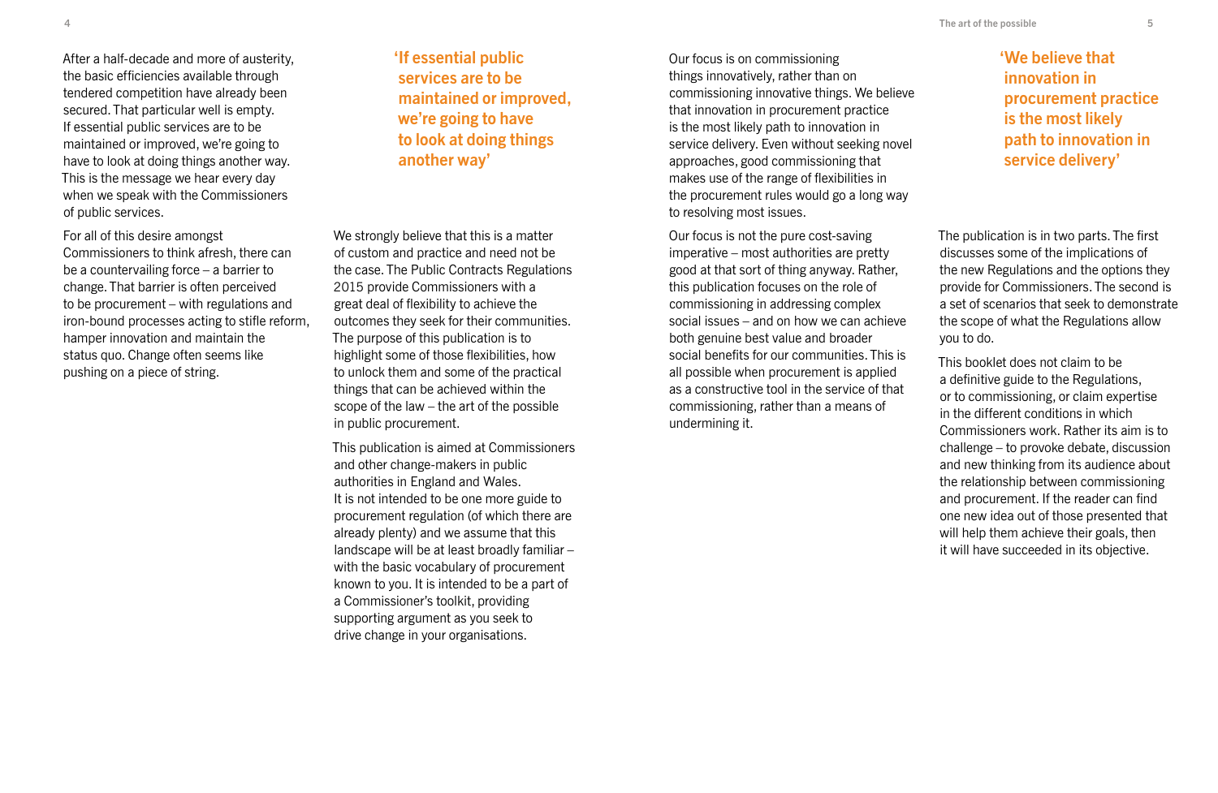After a half-decade and more of austerity, the basic efficiencies available through tendered competition have already been secured. That particular well is empty. If essential public services are to be maintained or improved, we're going to have to look at doing things another way. This is the message we hear every day when we speak with the Commissioners of public services.

For all of this desire amongst Commissioners to think afresh, there can be a countervailing force – a barrier to change. That barrier is often perceived to be procurement – with regulations and iron-bound processes acting to stifle reform, hamper innovation and maintain the status quo. Change often seems like pushing on a piece of string.

> **'If essential public services are to be maintained or improved, we're going to have to look at doing things another way'**

We strongly believe that this is a matter of custom and practice and need not be the case. The Public Contracts Regulations 2015 provide Commissioners with a great deal of flexibility to achieve the outcomes they seek for their communities. The purpose of this publication is to highlight some of those flexibilities, how to unlock them and some of the practical things that can be achieved within the scope of the law – the art of the possible in public procurement.

This publication is aimed at Commissioners and other change-makers in public authorities in England and Wales. It is not intended to be one more guide to procurement regulation (of which there are already plenty) and we assume that this landscape will be at least broadly familiar – with the basic vocabulary of procurement known to you. It is intended to be a part of a Commissioner's toolkit, providing supporting argument as you seek to drive change in your organisations.

Our focus is on commissioning things innovatively, rather than on commissioning innovative things. We believe that innovation in procurement practice is the most likely path to innovation in service delivery. Even without seeking novel approaches, good commissioning that makes use of the range of flexibilities in the procurement rules would go a long way to resolving most issues.

Our focus is not the pure cost-saving imperative – most authorities are pretty good at that sort of thing anyway. Rather, this publication focuses on the role of commissioning in addressing complex social issues – and on how we can achieve both genuine best value and broader social benefits for our communities. This is all possible when procurement is applied as a constructive tool in the service of that commissioning, rather than a means of undermining it.

> **'We believe that innovation in procurement practice is the most likely path to innovation in service delivery'**

The publication is in two parts. The first discusses some of the implications of the new Regulations and the options they provide for Commissioners. The second is a set of scenarios that seek to demonstrate the scope of what the Regulations allow you to do.

This booklet does not claim to be a definitive guide to the Regulations, or to commissioning, or claim expertise in the different conditions in which Commissioners work. Rather its aim is to challenge – to provoke debate, discussion and new thinking from its audience about the relationship between commissioning and procurement. If the reader can find one new idea out of those presented that will help them achieve their goals, then it will have succeeded in its objective.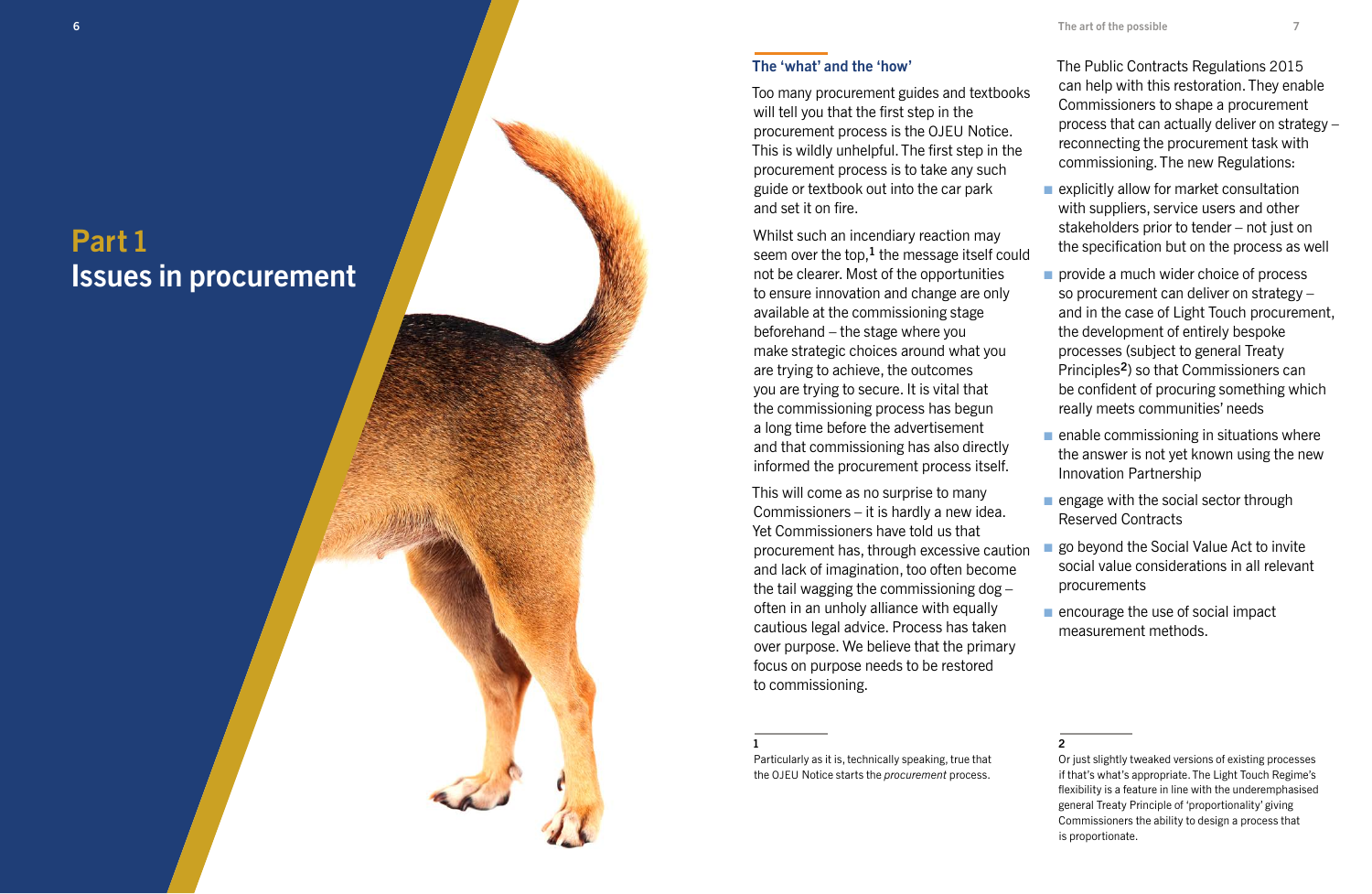# Part 1
# Issues in procurement

## The 'what' and the 'how'

Too many procurement guides and textbooks will tell you that the first step in the procurement process is the OJEU Notice. This is wildly unhelpful. The first step in the procurement process is to take any such guide or textbook out into the car park and set it on fire.

Whilst such an incendiary reaction may seem over the top,[1] the message itself could not be clearer. Most of the opportunities to ensure innovation and change are only available at the commissioning stage beforehand – the stage where you make strategic choices around what you are trying to achieve, the outcomes you are trying to secure. It is vital that the commissioning process has begun a long time before the advertisement and that commissioning has also directly informed the procurement process itself.

This will come as no surprise to many Commissioners – it is hardly a new idea. Yet Commissioners have told us that procurement has, through excessive caution and lack of imagination, too often become the tail wagging the commissioning dog – often in an unholy alliance with equally cautious legal advice. Process has taken over purpose. We believe that the primary focus on purpose needs to be restored to commissioning.

The Public Contracts Regulations 2015 can help with this restoration. They enable Commissioners to shape a procurement process that can actually deliver on strategy – reconnecting the procurement task with commissioning. The new Regulations:

- explicitly allow for market consultation with suppliers, service users and other stakeholders prior to tender – not just on the specification but on the process as well
- provide a much wider choice of process so procurement can deliver on strategy – and in the case of Light Touch procurement, the development of entirely bespoke processes (subject to general Treaty Principles[2]) so that Commissioners can be confident of procuring something which really meets communities' needs
- enable commissioning in situations where the answer is not yet known using the new Innovation Partnership
- engage with the social sector through Reserved Contracts
- go beyond the Social Value Act to invite social value considerations in all relevant procurements
- encourage the use of social impact measurement methods.

---

1
Particularly as it is, technically speaking, true that the OJEU Notice starts the *procurement* process.

2
Or just slightly tweaked versions of existing processes if that's what's appropriate. The Light Touch Regime's flexibility is a feature in line with the underemphasised general Treaty Principle of 'proportionality' giving Commissioners the ability to design a process that is proportionate.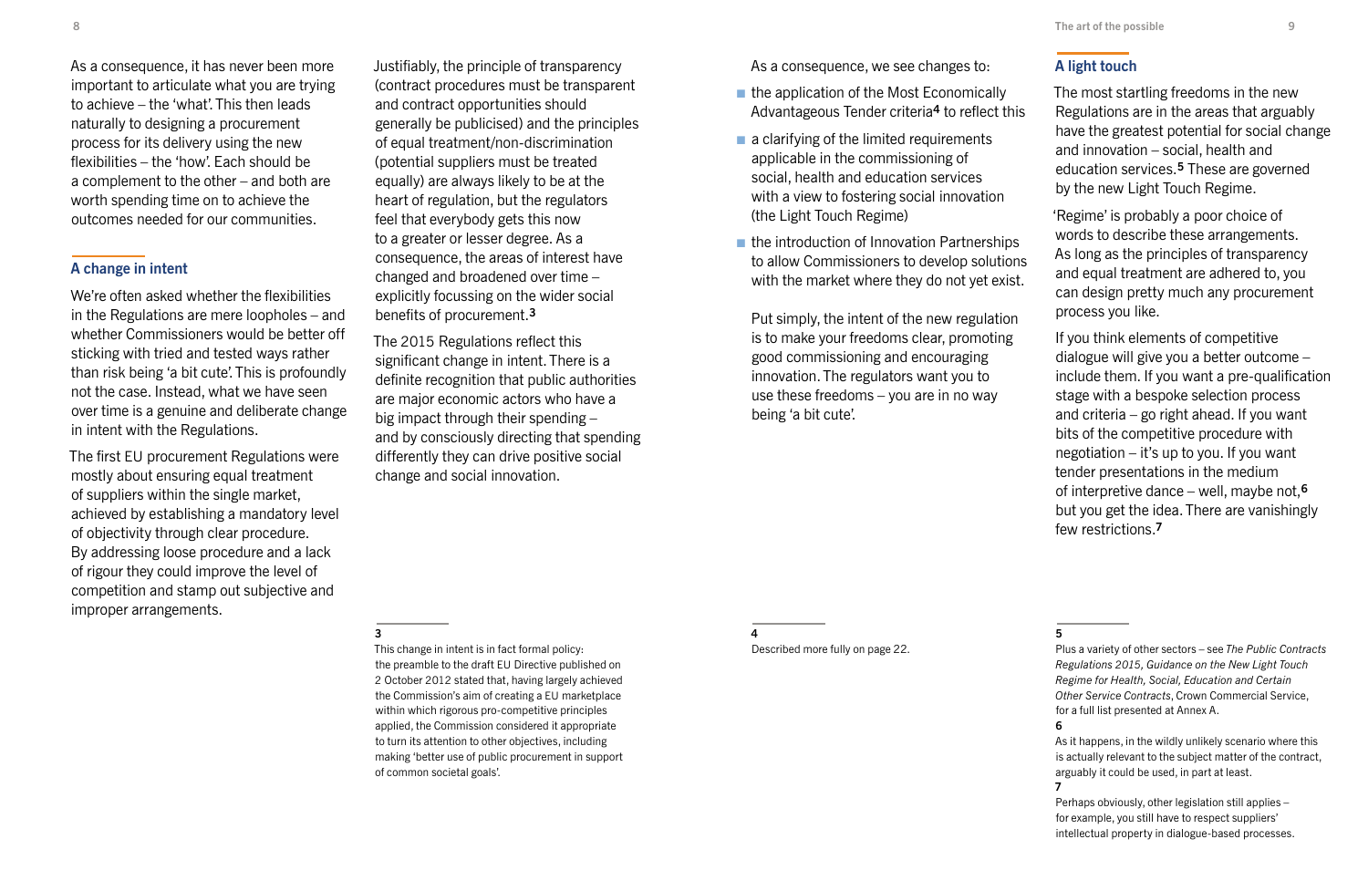As a consequence, it has never been more important to articulate what you are trying to achieve – the 'what'. This then leads naturally to designing a procurement process for its delivery using the new flexibilities – the 'how'. Each should be a complement to the other – and both are worth spending time on to achieve the outcomes needed for our communities.

## A change in intent

We're often asked whether the flexibilities in the Regulations are mere loopholes – and whether Commissioners would be better off sticking with tried and tested ways rather than risk being 'a bit cute'. This is profoundly not the case. Instead, what we have seen over time is a genuine and deliberate change in intent with the Regulations.

The first EU procurement Regulations were mostly about ensuring equal treatment of suppliers within the single market, achieved by establishing a mandatory level of objectivity through clear procedure. By addressing loose procedure and a lack of rigour they could improve the level of competition and stamp out subjective and improper arrangements.

Justifiably, the principle of transparency (contract procedures must be transparent and contract opportunities should generally be publicised) and the principles of equal treatment/non-discrimination (potential suppliers must be treated equally) are always likely to be at the heart of regulation, but the regulators feel that everybody gets this now to a greater or lesser degree. As a consequence, the areas of interest have changed and broadened over time – explicitly focussing on the wider social benefits of procurement.[3]

The 2015 Regulations reflect this significant change in intent. There is a definite recognition that public authorities are major economic actors who have a big impact through their spending – and by consciously directing that spending differently they can drive positive social change and social innovation.

As a consequence, we see changes to:

- the application of the Most Economically Advantageous Tender criteria[4] to reflect this
- a clarifying of the limited requirements applicable in the commissioning of social, health and education services with a view to fostering social innovation (the Light Touch Regime)
- the introduction of Innovation Partnerships to allow Commissioners to develop solutions with the market where they do not yet exist.

Put simply, the intent of the new regulation is to make your freedoms clear, promoting good commissioning and encouraging innovation. The regulators want you to use these freedoms – you are in no way being 'a bit cute'.

## A light touch

The most startling freedoms in the new Regulations are in the areas that arguably have the greatest potential for social change and innovation – social, health and education services.[5] These are governed by the new Light Touch Regime.

'Regime' is probably a poor choice of words to describe these arrangements. As long as the principles of transparency and equal treatment are adhered to, you can design pretty much any procurement process you like.

If you think elements of competitive dialogue will give you a better outcome – include them. If you want a pre-qualification stage with a bespoke selection process and criteria – go right ahead. If you want bits of the competitive procedure with negotiation – it's up to you. If you want tender presentations in the medium of interpretive dance – well, maybe not,[6] but you get the idea. There are vanishingly few restrictions.[7]

---

3 This change in intent is in fact formal policy: the preamble to the draft EU Directive published on 2 October 2012 stated that, having largely achieved the Commission's aim of creating a EU marketplace within which rigorous pro-competitive principles applied, the Commission considered it appropriate to turn its attention to other objectives, including making 'better use of public procurement in support of common societal goals'.

4 Described more fully on page 22.

5 Plus a variety of other sectors – see *The Public Contracts Regulations 2015, Guidance on the New Light Touch Regime for Health, Social, Education and Certain Other Service Contracts*, Crown Commercial Service, for a full list presented at Annex A.

6 As it happens, in the wildly unlikely scenario where this is actually relevant to the subject matter of the contract, arguably it could be used, in part at least.

7 Perhaps obviously, other legislation still applies – for example, you still have to respect suppliers' intellectual property in dialogue-based processes.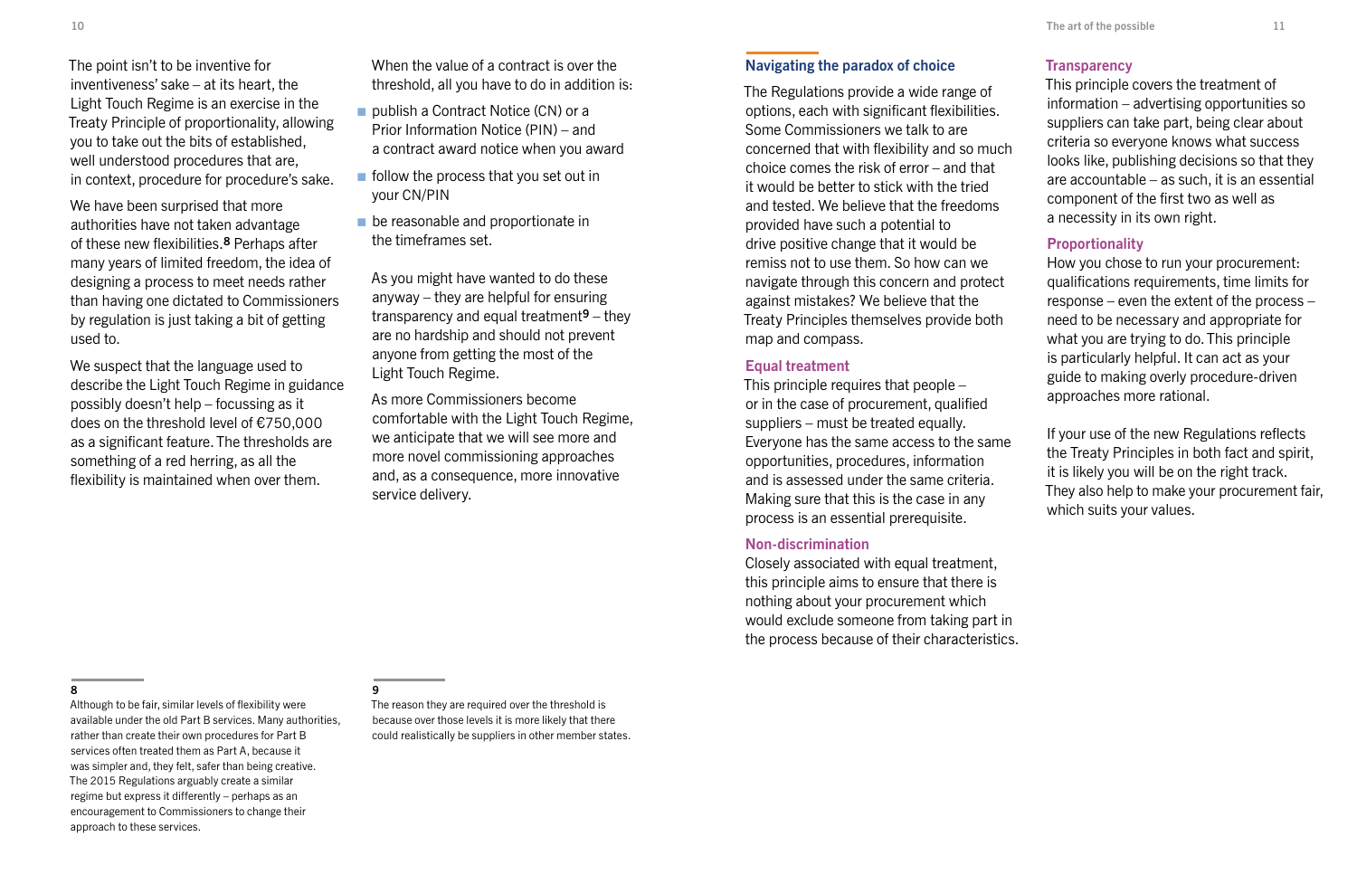The point isn't to be inventive for inventiveness' sake – at its heart, the Light Touch Regime is an exercise in the Treaty Principle of proportionality, allowing you to take out the bits of established, well understood procedures that are, in context, procedure for procedure's sake.

We have been surprised that more authorities have not taken advantage of these new flexibilities.[8] Perhaps after many years of limited freedom, the idea of designing a process to meet needs rather than having one dictated to Commissioners by regulation is just taking a bit of getting used to.

We suspect that the language used to describe the Light Touch Regime in guidance possibly doesn't help – focussing as it does on the threshold level of €750,000 as a significant feature. The thresholds are something of a red herring, as all the flexibility is maintained when over them.

When the value of a contract is over the threshold, all you have to do in addition is:

- publish a Contract Notice (CN) or a Prior Information Notice (PIN) – and a contract award notice when you award
- follow the process that you set out in your CN/PIN
- be reasonable and proportionate in the timeframes set.

As you might have wanted to do these anyway – they are helpful for ensuring transparency and equal treatment[9] – they are no hardship and should not prevent anyone from getting the most of the Light Touch Regime.

As more Commissioners become comfortable with the Light Touch Regime, we anticipate that we will see more and more novel commissioning approaches and, as a consequence, more innovative service delivery.

8 Although to be fair, similar levels of flexibility were available under the old Part B services. Many authorities, rather than create their own procedures for Part B services often treated them as Part A, because it was simpler and, they felt, safer than being creative. The 2015 Regulations arguably create a similar regime but express it differently – perhaps as an encouragement to Commissioners to change their approach to these services.

9 The reason they are required over the threshold is because over those levels it is more likely that there could realistically be suppliers in other member states.

## Navigating the paradox of choice

The Regulations provide a wide range of options, each with significant flexibilities. Some Commissioners we talk to are concerned that with flexibility and so much choice comes the risk of error – and that it would be better to stick with the tried and tested. We believe that the freedoms provided have such a potential to drive positive change that it would be remiss not to use them. So how can we navigate through this concern and protect against mistakes? We believe that the Treaty Principles themselves provide both map and compass.

### Equal treatment

This principle requires that people – or in the case of procurement, qualified suppliers – must be treated equally. Everyone has the same access to the same opportunities, procedures, information and is assessed under the same criteria. Making sure that this is the case in any process is an essential prerequisite.

### Non-discrimination

Closely associated with equal treatment, this principle aims to ensure that there is nothing about your procurement which would exclude someone from taking part in the process because of their characteristics.

### Transparency

This principle covers the treatment of information – advertising opportunities so suppliers can take part, being clear about criteria so everyone knows what success looks like, publishing decisions so that they are accountable – as such, it is an essential component of the first two as well as a necessity in its own right.

### Proportionality

How you chose to run your procurement: qualifications requirements, time limits for response – even the extent of the process – need to be necessary and appropriate for what you are trying to do. This principle is particularly helpful. It can act as your guide to making overly procedure-driven approaches more rational.

If your use of the new Regulations reflects the Treaty Principles in both fact and spirit, it is likely you will be on the right track. They also help to make your procurement fair, which suits your values.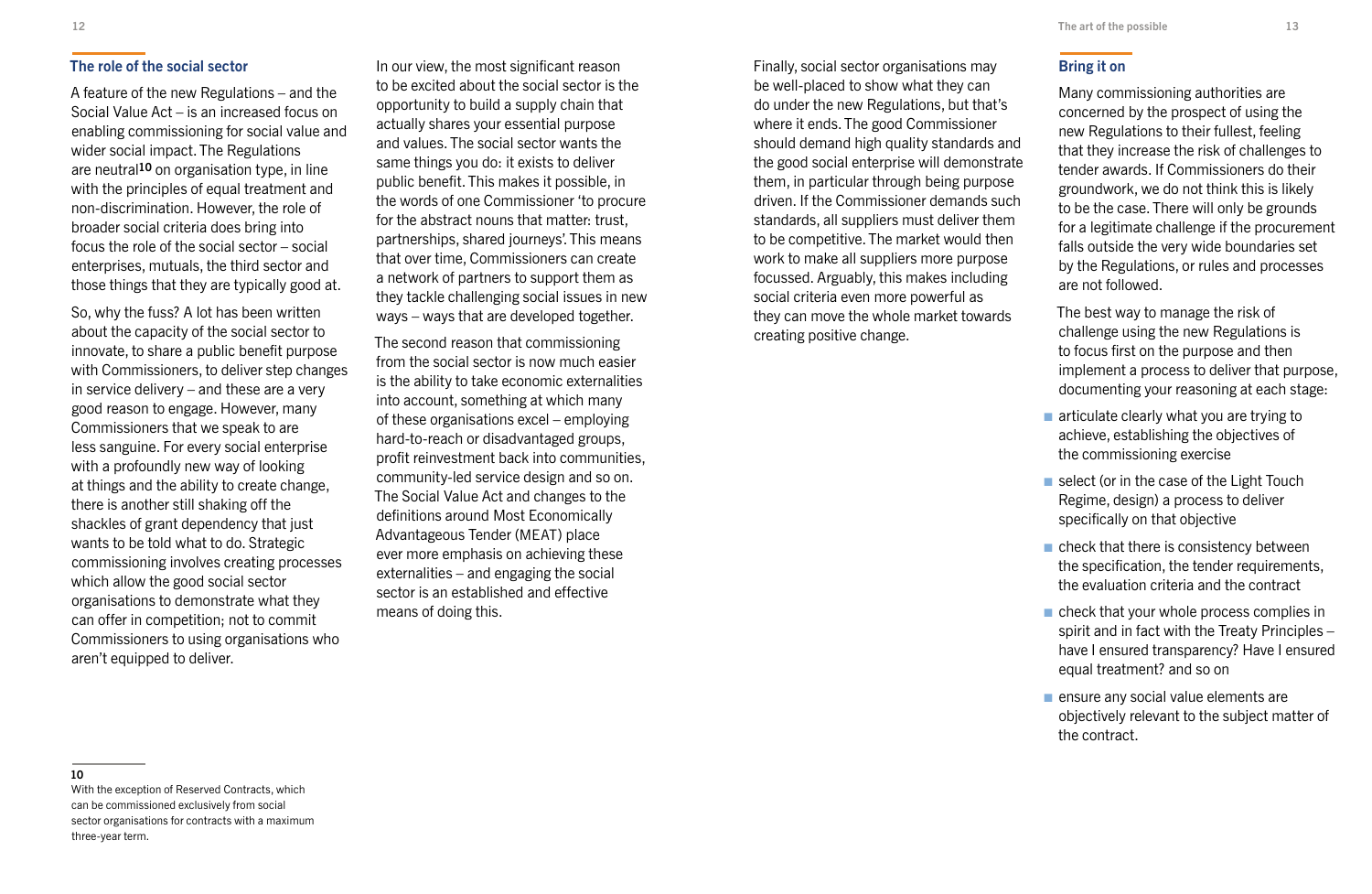## The role of the social sector

A feature of the new Regulations – and the Social Value Act – is an increased focus on enabling commissioning for social value and wider social impact. The Regulations are neutral[10] on organisation type, in line with the principles of equal treatment and non-discrimination. However, the role of broader social criteria does bring into focus the role of the social sector – social enterprises, mutuals, the third sector and those things that they are typically good at.

So, why the fuss? A lot has been written about the capacity of the social sector to innovate, to share a public benefit purpose with Commissioners, to deliver step changes in service delivery – and these are a very good reason to engage. However, many Commissioners that we speak to are less sanguine. For every social enterprise with a profoundly new way of looking at things and the ability to create change, there is another still shaking off the shackles of grant dependency that just wants to be told what to do. Strategic commissioning involves creating processes which allow the good social sector organisations to demonstrate what they can offer in competition; not to commit Commissioners to using organisations who aren't equipped to deliver.

In our view, the most significant reason to be excited about the social sector is the opportunity to build a supply chain that actually shares your essential purpose and values. The social sector wants the same things you do: it exists to deliver public benefit. This makes it possible, in the words of one Commissioner 'to procure for the abstract nouns that matter: trust, partnerships, shared journeys'. This means that over time, Commissioners can create a network of partners to support them as they tackle challenging social issues in new ways – ways that are developed together.

The second reason that commissioning from the social sector is now much easier is the ability to take economic externalities into account, something at which many of these organisations excel – employing hard-to-reach or disadvantaged groups, profit reinvestment back into communities, community-led service design and so on. The Social Value Act and changes to the definitions around Most Economically Advantageous Tender (MEAT) place ever more emphasis on achieving these externalities – and engaging the social sector is an established and effective means of doing this.

Finally, social sector organisations may be well-placed to show what they can do under the new Regulations, but that's where it ends. The good Commissioner should demand high quality standards and the good social enterprise will demonstrate them, in particular through being purpose driven. If the Commissioner demands such standards, all suppliers must deliver them to be competitive. The market would then work to make all suppliers more purpose focussed. Arguably, this makes including social criteria even more powerful as they can move the whole market towards creating positive change.

## Bring it on

Many commissioning authorities are concerned by the prospect of using the new Regulations to their fullest, feeling that they increase the risk of challenges to tender awards. If Commissioners do their groundwork, we do not think this is likely to be the case. There will only be grounds for a legitimate challenge if the procurement falls outside the very wide boundaries set by the Regulations, or rules and processes are not followed.

The best way to manage the risk of challenge using the new Regulations is to focus first on the purpose and then implement a process to deliver that purpose, documenting your reasoning at each stage:

- articulate clearly what you are trying to achieve, establishing the objectives of the commissioning exercise
- select (or in the case of the Light Touch Regime, design) a process to deliver specifically on that objective
- check that there is consistency between the specification, the tender requirements, the evaluation criteria and the contract
- check that your whole process complies in spirit and in fact with the Treaty Principles – have I ensured transparency? Have I ensured equal treatment? and so on
- ensure any social value elements are objectively relevant to the subject matter of the contract.

---

10
With the exception of Reserved Contracts, which can be commissioned exclusively from social sector organisations for contracts with a maximum three-year term.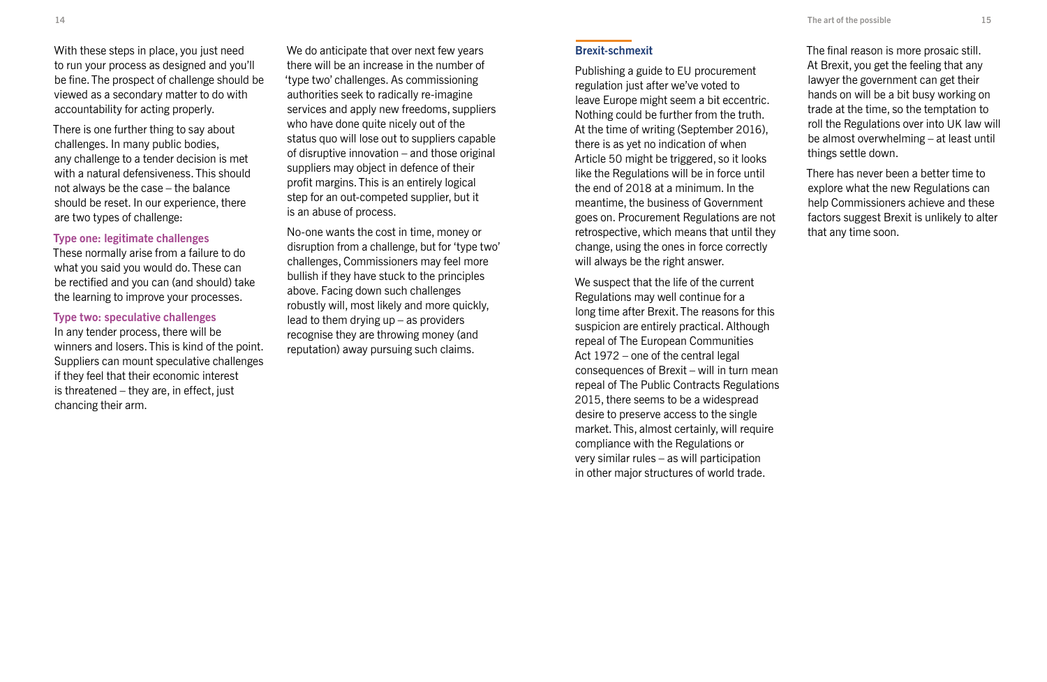With these steps in place, you just need to run your process as designed and you'll be fine. The prospect of challenge should be viewed as a secondary matter to do with accountability for acting properly.

There is one further thing to say about challenges. In many public bodies, any challenge to a tender decision is met with a natural defensiveness. This should not always be the case – the balance should be reset. In our experience, there are two types of challenge:

### Type one: legitimate challenges

These normally arise from a failure to do what you said you would do. These can be rectified and you can (and should) take the learning to improve your processes.

### Type two: speculative challenges

In any tender process, there will be winners and losers. This is kind of the point. Suppliers can mount speculative challenges if they feel that their economic interest is threatened – they are, in effect, just chancing their arm.

We do anticipate that over next few years there will be an increase in the number of 'type two' challenges. As commissioning authorities seek to radically re-imagine services and apply new freedoms, suppliers who have done quite nicely out of the status quo will lose out to suppliers capable of disruptive innovation – and those original suppliers may object in defence of their profit margins. This is an entirely logical step for an out-competed supplier, but it is an abuse of process.

No-one wants the cost in time, money or disruption from a challenge, but for 'type two' challenges, Commissioners may feel more bullish if they have stuck to the principles above. Facing down such challenges robustly will, most likely and more quickly, lead to them drying up – as providers recognise they are throwing money (and reputation) away pursuing such claims.

## Brexit-schmexit

Publishing a guide to EU procurement regulation just after we've voted to leave Europe might seem a bit eccentric. Nothing could be further from the truth. At the time of writing (September 2016), there is as yet no indication of when Article 50 might be triggered, so it looks like the Regulations will be in force until the end of 2018 at a minimum. In the meantime, the business of Government goes on. Procurement Regulations are not retrospective, which means that until they change, using the ones in force correctly will always be the right answer.

We suspect that the life of the current Regulations may well continue for a long time after Brexit. The reasons for this suspicion are entirely practical. Although repeal of The European Communities Act 1972 – one of the central legal consequences of Brexit – will in turn mean repeal of The Public Contracts Regulations 2015, there seems to be a widespread desire to preserve access to the single market. This, almost certainly, will require compliance with the Regulations or very similar rules – as will participation in other major structures of world trade.

The final reason is more prosaic still. At Brexit, you get the feeling that any lawyer the government can get their hands on will be a bit busy working on trade at the time, so the temptation to roll the Regulations over into UK law will be almost overwhelming – at least until things settle down.

There has never been a better time to explore what the new Regulations can help Commissioners achieve and these factors suggest Brexit is unlikely to alter that any time soon.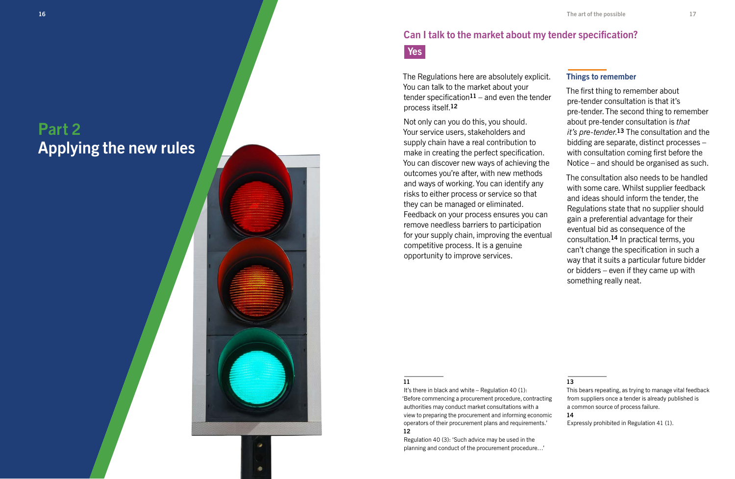# Part 2
# Applying the new rules

## Can I talk to the market about my tender specification?

**Yes**

The Regulations here are absolutely explicit. You can talk to the market about your tender specification[11] – and even the tender process itself.[12]

Not only can you do this, you should. Your service users, stakeholders and supply chain have a real contribution to make in creating the perfect specification. You can discover new ways of achieving the outcomes you're after, with new methods and ways of working. You can identify any risks to either process or service so that they can be managed or eliminated. Feedback on your process ensures you can remove needless barriers to participation for your supply chain, improving the eventual competitive process. It is a genuine opportunity to improve services.

### Things to remember

The first thing to remember about pre-tender consultation is that it's pre-tender. The second thing to remember about pre-tender consultation is *that it's pre-tender*.[13] The consultation and the bidding are separate, distinct processes – with consultation coming first before the Notice – and should be organised as such.

The consultation also needs to be handled with some care. Whilst supplier feedback and ideas should inform the tender, the Regulations state that no supplier should gain a preferential advantage for their eventual bid as consequence of the consultation.[14] In practical terms, you can't change the specification in such a way that it suits a particular future bidder or bidders – even if they came up with something really neat.

---

**11**
It's there in black and white – Regulation 40 (1): 'Before commencing a procurement procedure, contracting authorities may conduct market consultations with a view to preparing the procurement and informing economic operators of their procurement plans and requirements.'

**12**
Regulation 40 (3): 'Such advice may be used in the planning and conduct of the procurement procedure…'

**13**
This bears repeating, as trying to manage vital feedback from suppliers once a tender is already published is a common source of process failure.

**14**
Expressly prohibited in Regulation 41 (1).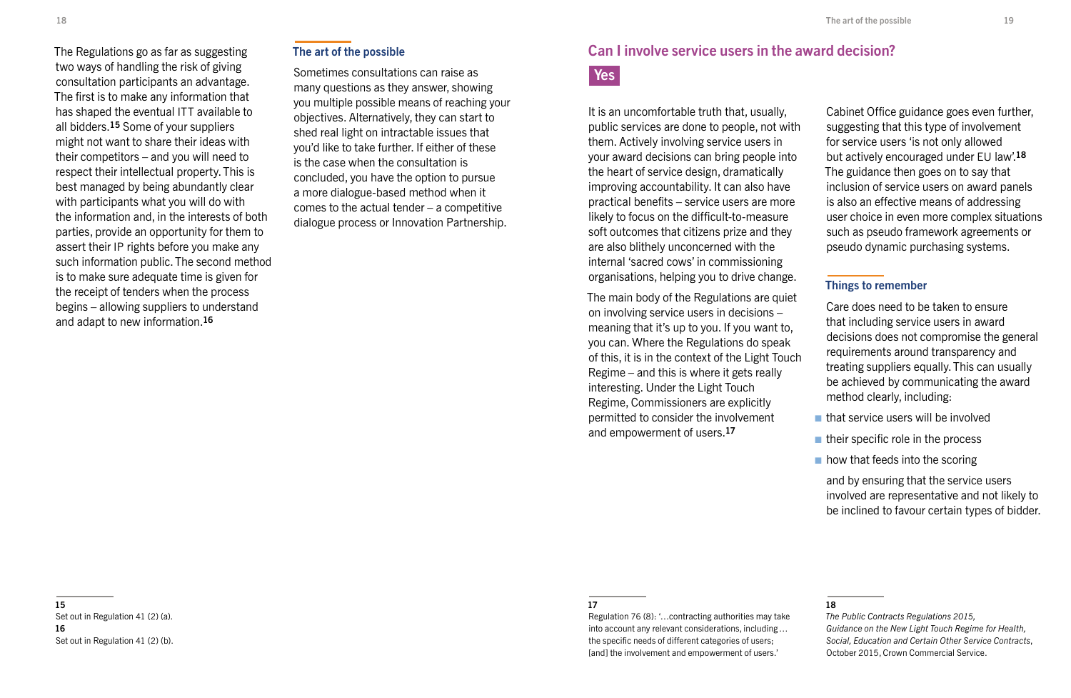The Regulations go as far as suggesting two ways of handling the risk of giving consultation participants an advantage. The first is to make any information that has shaped the eventual ITT available to all bidders.[15] Some of your suppliers might not want to share their ideas with their competitors – and you will need to respect their intellectual property. This is best managed by being abundantly clear with participants what you will do with the information and, in the interests of both parties, provide an opportunity for them to assert their IP rights before you make any such information public. The second method is to make sure adequate time is given for the receipt of tenders when the process begins – allowing suppliers to understand and adapt to new information.[16]

### The art of the possible

Sometimes consultations can raise as many questions as they answer, showing you multiple possible means of reaching your objectives. Alternatively, they can start to shed real light on intractable issues that you'd like to take further. If either of these is the case when the consultation is concluded, you have the option to pursue a more dialogue-based method when it comes to the actual tender – a competitive dialogue process or Innovation Partnership.

15
Set out in Regulation 41 (2) (a).

16
Set out in Regulation 41 (2) (b).

## Can I involve service users in the award decision?

**Yes**

It is an uncomfortable truth that, usually, public services are done to people, not with them. Actively involving service users in your award decisions can bring people into the heart of service design, dramatically improving accountability. It can also have practical benefits – service users are more likely to focus on the difficult-to-measure soft outcomes that citizens prize and they are also blithely unconcerned with the internal 'sacred cows' in commissioning organisations, helping you to drive change.

The main body of the Regulations are quiet on involving service users in decisions – meaning that it's up to you. If you want to, you can. Where the Regulations do speak of this, it is in the context of the Light Touch Regime – and this is where it gets really interesting. Under the Light Touch Regime, Commissioners are explicitly permitted to consider the involvement and empowerment of users.[17]

Cabinet Office guidance goes even further, suggesting that this type of involvement for service users 'is not only allowed but actively encouraged under EU law'.[18] The guidance then goes on to say that inclusion of service users on award panels is also an effective means of addressing user choice in even more complex situations such as pseudo framework agreements or pseudo dynamic purchasing systems.

### Things to remember

Care does need to be taken to ensure that including service users in award decisions does not compromise the general requirements around transparency and treating suppliers equally. This can usually be achieved by communicating the award method clearly, including:

- that service users will be involved
- their specific role in the process
- how that feeds into the scoring

and by ensuring that the service users involved are representative and not likely to be inclined to favour certain types of bidder.

17
Regulation 76 (8): '…contracting authorities may take into account any relevant considerations, including… the specific needs of different categories of users; [and] the involvement and empowerment of users.'

18
*The Public Contracts Regulations 2015, Guidance on the New Light Touch Regime for Health, Social, Education and Certain Other Service Contracts*, October 2015, Crown Commercial Service.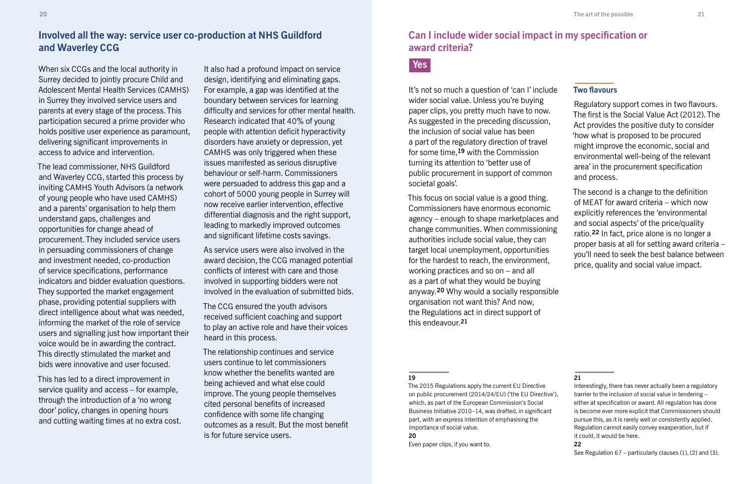## Involved all the way: service user co-production at NHS Guildford and Waverley CCG

When six CCGs and the local authority in Surrey decided to jointly procure Child and Adolescent Mental Health Services (CAMHS) in Surrey they involved service users and parents at every stage of the process. This participation secured a prime provider who holds positive user experience as paramount, delivering significant improvements in access to advice and intervention.

The lead commissioner, NHS Guildford and Waverley CCG, started this process by inviting CAMHS Youth Advisors (a network of young people who have used CAMHS) and a parents' organisation to help them understand gaps, challenges and opportunities for change ahead of procurement. They included service users in persuading commissioners of change and investment needed, co-production of service specifications, performance indicators and bidder evaluation questions. They supported the market engagement phase, providing potential suppliers with direct intelligence about what was needed, informing the market of the role of service users and signalling just how important their voice would be in awarding the contract. This directly stimulated the market and bids were innovative and user focused.

This has led to a direct improvement in service quality and access – for example, through the introduction of a 'no wrong door' policy, changes in opening hours and cutting waiting times at no extra cost.

It also had a profound impact on service design, identifying and eliminating gaps. For example, a gap was identified at the boundary between services for learning difficulty and services for other mental health. Research indicated that 40% of young people with attention deficit hyperactivity disorders have anxiety or depression, yet CAMHS was only triggered when these issues manifested as serious disruptive behaviour or self-harm. Commissioners were persuaded to address this gap and a cohort of 5000 young people in Surrey will now receive earlier intervention, effective differential diagnosis and the right support, leading to markedly improved outcomes and significant lifetime costs savings.

As service users were also involved in the award decision, the CCG managed potential conflicts of interest with care and those involved in supporting bidders were not involved in the evaluation of submitted bids.

The CCG ensured the youth advisors received sufficient coaching and support to play an active role and have their voices heard in this process.

The relationship continues and service users continue to let commissioners know whether the benefits wanted are being achieved and what else could improve. The young people themselves cited personal benefits of increased confidence with some life changing outcomes as a result. But the most benefit is for future service users.

## Can I include wider social impact in my specification or award criteria?

**Yes**

It's not so much a question of 'can I' include wider social value. Unless you're buying paper clips, you pretty much have to now. As suggested in the preceding discussion, the inclusion of social value has been a part of the regulatory direction of travel for some time,[19] with the Commission turning its attention to 'better use of public procurement in support of common societal goals'.

This focus on social value is a good thing. Commissioners have enormous economic agency – enough to shape marketplaces and change communities. When commissioning authorities include social value, they can target local unemployment, opportunities for the hardest to reach, the environment, working practices and so on – and all as a part of what they would be buying anyway.[20] Why would a socially responsible organisation not want this? And now, the Regulations act in direct support of this endeavour.[21]

### Two flavours

Regulatory support comes in two flavours. The first is the Social Value Act (2012). The Act provides the positive duty to consider 'how what is proposed to be procured might improve the economic, social and environmental well-being of the relevant area' in the procurement specification and process.

The second is a change to the definition of MEAT for award criteria – which now explicitly references the 'environmental and social aspects' of the price/quality ratio.[22] In fact, price alone is no longer a proper basis at all for setting award criteria – you'll need to seek the best balance between price, quality and social value impact.

---

**19**
The 2015 Regulations apply the current EU Directive on public procurement (2014/24/EU) ('the EU Directive'), which, as part of the European Commission's Social Business Initiative 2010–14, was drafted, in significant part, with an express intention of emphasising the importance of social value.

**20**
Even paper clips, if you want to.

**21**
Interestingly, there has never actually been a regulatory barrier to the inclusion of social value in tendering – either at specification or award. All regulation has done is become ever more explicit that Commissioners should pursue this, as it is rarely well or consistently applied. Regulation cannot easily convey exasperation, but if it could, it would be here.

**22**
See Regulation 67 – particularly clauses (1), (2) and (3).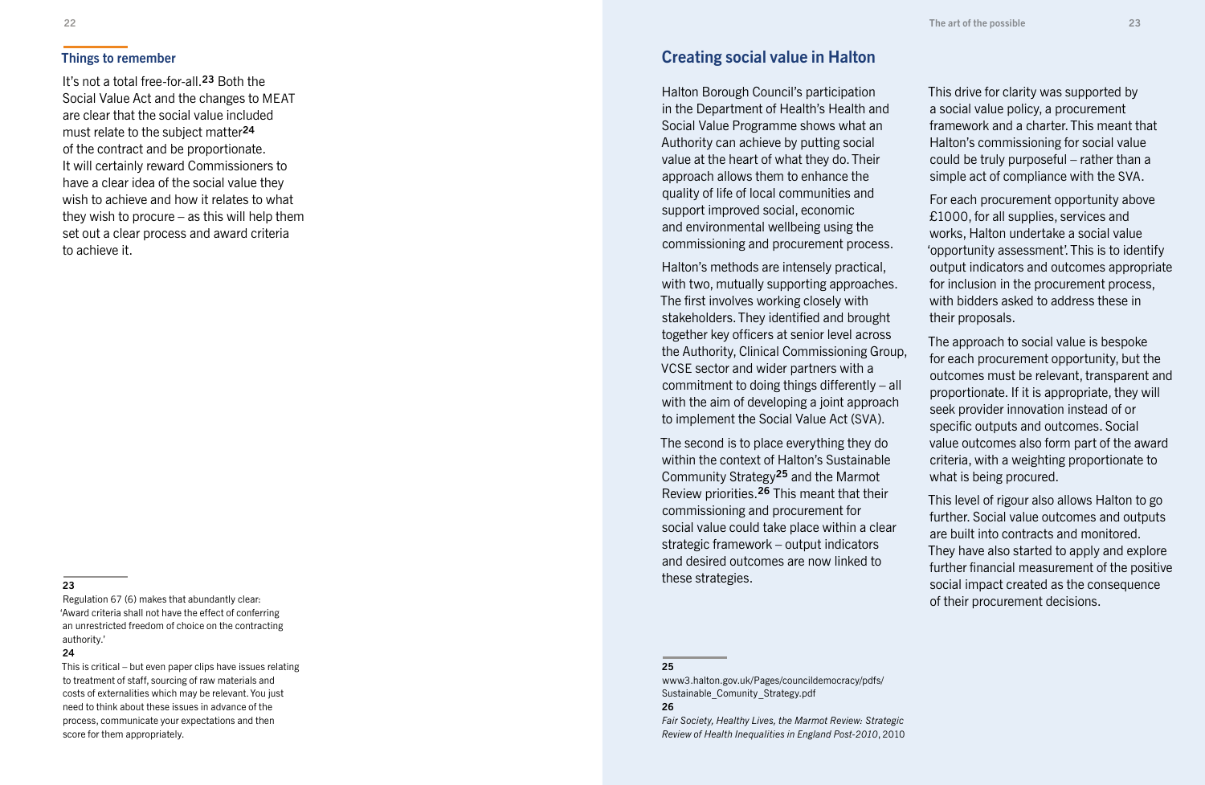### Things to remember

It's not a total free-for-all.[23] Both the Social Value Act and the changes to MEAT are clear that the social value included must relate to the subject matter[24] of the contract and be proportionate. It will certainly reward Commissioners to have a clear idea of the social value they wish to achieve and how it relates to what they wish to procure – as this will help them set out a clear process and award criteria to achieve it.

23
Regulation 67 (6) makes that abundantly clear: 'Award criteria shall not have the effect of conferring an unrestricted freedom of choice on the contracting authority.'

24
This is critical – but even paper clips have issues relating to treatment of staff, sourcing of raw materials and costs of externalities which may be relevant. You just need to think about these issues in advance of the process, communicate your expectations and then score for them appropriately.

## Creating social value in Halton

Halton Borough Council's participation in the Department of Health's Health and Social Value Programme shows what an Authority can achieve by putting social value at the heart of what they do. Their approach allows them to enhance the quality of life of local communities and support improved social, economic and environmental wellbeing using the commissioning and procurement process.

Halton's methods are intensely practical, with two, mutually supporting approaches. The first involves working closely with stakeholders. They identified and brought together key officers at senior level across the Authority, Clinical Commissioning Group, VCSE sector and wider partners with a commitment to doing things differently – all with the aim of developing a joint approach to implement the Social Value Act (SVA).

The second is to place everything they do within the context of Halton's Sustainable Community Strategy[25] and the Marmot Review priorities.[26] This meant that their commissioning and procurement for social value could take place within a clear strategic framework – output indicators and desired outcomes are now linked to these strategies.

This drive for clarity was supported by a social value policy, a procurement framework and a charter. This meant that Halton's commissioning for social value could be truly purposeful – rather than a simple act of compliance with the SVA.

For each procurement opportunity above £1000, for all supplies, services and works, Halton undertake a social value 'opportunity assessment'. This is to identify output indicators and outcomes appropriate for inclusion in the procurement process, with bidders asked to address these in their proposals.

The approach to social value is bespoke for each procurement opportunity, but the outcomes must be relevant, transparent and proportionate. If it is appropriate, they will seek provider innovation instead of or specific outputs and outcomes. Social value outcomes also form part of the award criteria, with a weighting proportionate to what is being procured.

This level of rigour also allows Halton to go further. Social value outcomes and outputs are built into contracts and monitored. They have also started to apply and explore further financial measurement of the positive social impact created as the consequence of their procurement decisions.

25
www3.halton.gov.uk/Pages/councildemocracy/pdfs/Sustainable_Comunity_Strategy.pdf

26
*Fair Society, Healthy Lives, the Marmot Review: Strategic Review of Health Inequalities in England Post-2010*, 2010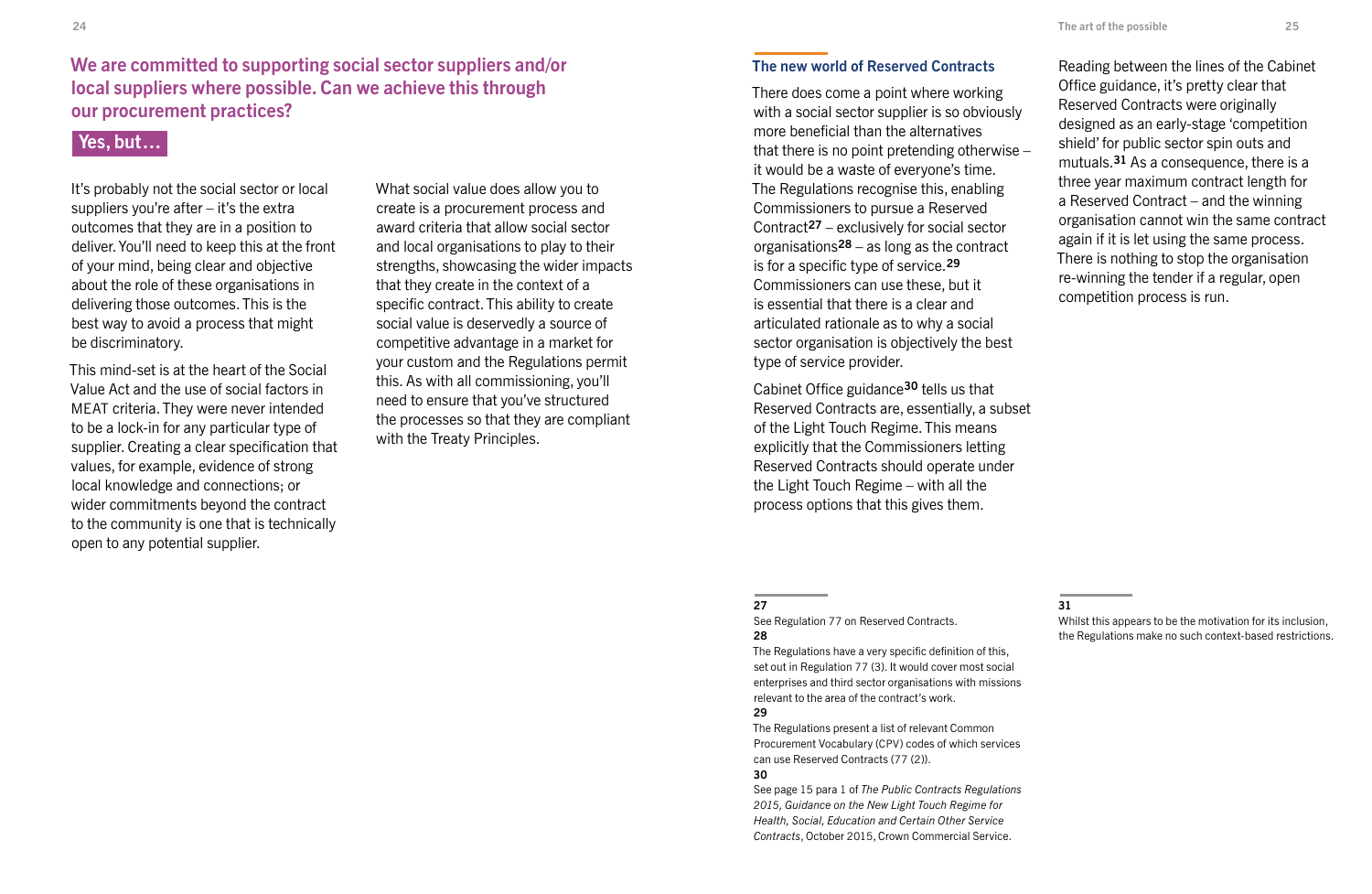## We are committed to supporting social sector suppliers and/or local suppliers where possible. Can we achieve this through our procurement practices?

**Yes, but…**

It's probably not the social sector or local suppliers you're after – it's the extra outcomes that they are in a position to deliver. You'll need to keep this at the front of your mind, being clear and objective about the role of these organisations in delivering those outcomes. This is the best way to avoid a process that might be discriminatory.

This mind-set is at the heart of the Social Value Act and the use of social factors in MEAT criteria. They were never intended to be a lock-in for any particular type of supplier. Creating a clear specification that values, for example, evidence of strong local knowledge and connections; or wider commitments beyond the contract to the community is one that is technically open to any potential supplier.

What social value does allow you to create is a procurement process and award criteria that allow social sector and local organisations to play to their strengths, showcasing the wider impacts that they create in the context of a specific contract. This ability to create social value is deservedly a source of competitive advantage in a market for your custom and the Regulations permit this. As with all commissioning, you'll need to ensure that you've structured the processes so that they are compliant with the Treaty Principles.

### The new world of Reserved Contracts

There does come a point where working with a social sector supplier is so obviously more beneficial than the alternatives that there is no point pretending otherwise – it would be a waste of everyone's time. The Regulations recognise this, enabling Commissioners to pursue a Reserved Contract[27] – exclusively for social sector organisations[28] – as long as the contract is for a specific type of service.[29] Commissioners can use these, but it is essential that there is a clear and articulated rationale as to why a social sector organisation is objectively the best type of service provider.

Cabinet Office guidance[30] tells us that Reserved Contracts are, essentially, a subset of the Light Touch Regime. This means explicitly that the Commissioners letting Reserved Contracts should operate under the Light Touch Regime – with all the process options that this gives them.

Reading between the lines of the Cabinet Office guidance, it's pretty clear that Reserved Contracts were originally designed as an early-stage 'competition shield' for public sector spin outs and mutuals.[31] As a consequence, there is a three year maximum contract length for a Reserved Contract – and the winning organisation cannot win the same contract again if it is let using the same process. There is nothing to stop the organisation re-winning the tender if a regular, open competition process is run.

---

**27**
See Regulation 77 on Reserved Contracts.

**28**
The Regulations have a very specific definition of this, set out in Regulation 77 (3). It would cover most social enterprises and third sector organisations with missions relevant to the area of the contract's work.

**29**
The Regulations present a list of relevant Common Procurement Vocabulary (CPV) codes of which services can use Reserved Contracts (77 (2)).

**30**
See page 15 para 1 of *The Public Contracts Regulations 2015, Guidance on the New Light Touch Regime for Health, Social, Education and Certain Other Service Contracts*, October 2015, Crown Commercial Service.

**31**
Whilst this appears to be the motivation for its inclusion, the Regulations make no such context-based restrictions.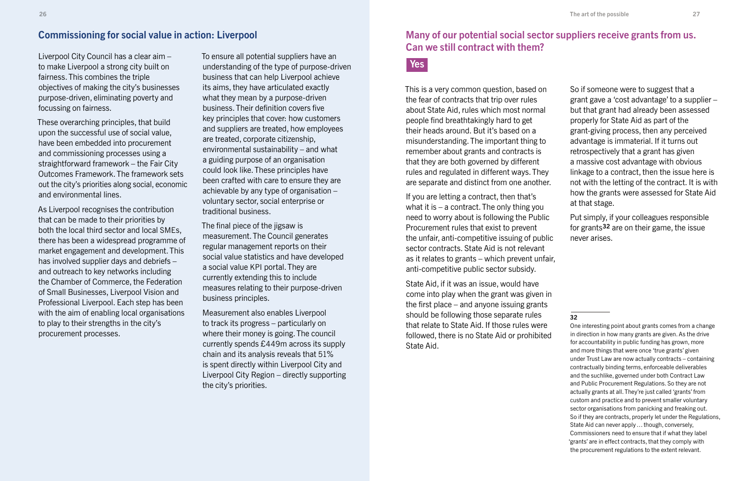## Commissioning for social value in action: Liverpool

Liverpool City Council has a clear aim – to make Liverpool a strong city built on fairness. This combines the triple objectives of making the city's businesses purpose-driven, eliminating poverty and focussing on fairness.

These overarching principles, that build upon the successful use of social value, have been embedded into procurement and commissioning processes using a straightforward framework – the Fair City Outcomes Framework. The framework sets out the city's priorities along social, economic and environmental lines.

As Liverpool recognises the contribution that can be made to their priorities by both the local third sector and local SMEs, there has been a widespread programme of market engagement and development. This has involved supplier days and debriefs – and outreach to key networks including the Chamber of Commerce, the Federation of Small Businesses, Liverpool Vision and Professional Liverpool. Each step has been with the aim of enabling local organisations to play to their strengths in the city's procurement processes.

To ensure all potential suppliers have an understanding of the type of purpose-driven business that can help Liverpool achieve its aims, they have articulated exactly what they mean by a purpose-driven business. Their definition covers five key principles that cover: how customers and suppliers are treated, how employees are treated, corporate citizenship, environmental sustainability – and what a guiding purpose of an organisation could look like. These principles have been crafted with care to ensure they are achievable by any type of organisation – voluntary sector, social enterprise or traditional business.

The final piece of the jigsaw is measurement. The Council generates regular management reports on their social value statistics and have developed a social value KPI portal. They are currently extending this to include measures relating to their purpose-driven business principles.

Measurement also enables Liverpool to track its progress – particularly on where their money is going. The council currently spends £449m across its supply chain and its analysis reveals that 51% is spent directly within Liverpool City and Liverpool City Region – directly supporting the city's priorities.

## Many of our potential social sector suppliers receive grants from us. Can we still contract with them?

**Yes**

This is a very common question, based on the fear of contracts that trip over rules about State Aid, rules which most normal people find breathtakingly hard to get their heads around. But it's based on a misunderstanding. The important thing to remember about grants and contracts is that they are both governed by different rules and regulated in different ways. They are separate and distinct from one another.

If you are letting a contract, then that's what it is – a contract. The only thing you need to worry about is following the Public Procurement rules that exist to prevent the unfair, anti-competitive issuing of public sector contracts. State Aid is not relevant as it relates to grants – which prevent unfair, anti-competitive public sector subsidy.

State Aid, if it was an issue, would have come into play when the grant was given in the first place – and anyone issuing grants should be following those separate rules that relate to State Aid. If those rules were followed, there is no State Aid or prohibited State Aid.

So if someone were to suggest that a grant gave a 'cost advantage' to a supplier – but that grant had already been assessed properly for State Aid as part of the grant-giving process, then any perceived advantage is immaterial. If it turns out retrospectively that a grant has given a massive cost advantage with obvious linkage to a contract, then the issue here is not with the letting of the contract. It is with how the grants were assessed for State Aid at that stage.

Put simply, if your colleagues responsible for grants[32] are on their game, the issue never arises.

32 One interesting point about grants comes from a change in direction in how many grants are given. As the drive for accountability in public funding has grown, more and more things that were once 'true grants' given under Trust Law are now actually contracts – containing contractually binding terms, enforceable deliverables and the suchlike, governed under both Contract Law and Public Procurement Regulations. So they are not actually grants at all. They're just called 'grants' from custom and practice and to prevent smaller voluntary sector organisations from panicking and freaking out. So if they are contracts, properly let under the Regulations, State Aid can never apply … though, conversely, Commissioners need to ensure that if what they label 'grants' are in effect contracts, that they comply with the procurement regulations to the extent relevant.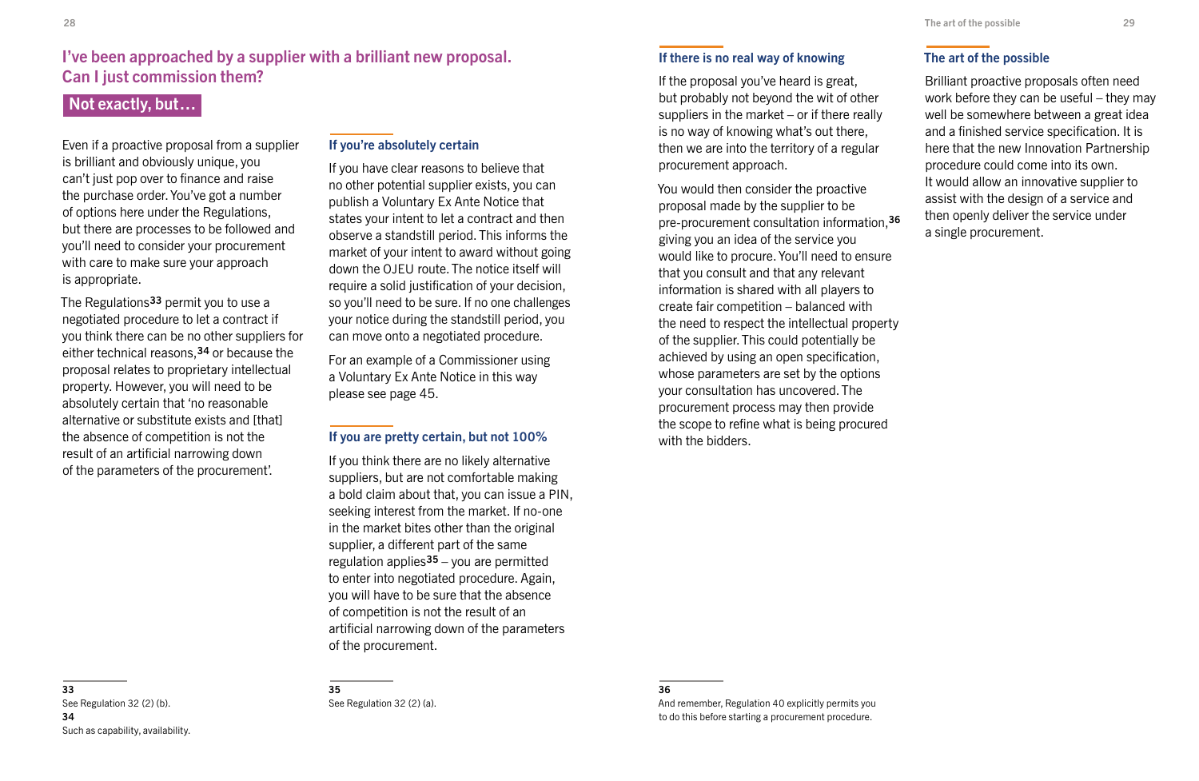## I've been approached by a supplier with a brilliant new proposal. Can I just commission them?

**Not exactly, but…**

Even if a proactive proposal from a supplier is brilliant and obviously unique, you can't just pop over to finance and raise the purchase order. You've got a number of options here under the Regulations, but there are processes to be followed and you'll need to consider your procurement with care to make sure your approach is appropriate.

The Regulations[33] permit you to use a negotiated procedure to let a contract if you think there can be no other suppliers for either technical reasons,[34] or because the proposal relates to proprietary intellectual property. However, you will need to be absolutely certain that 'no reasonable alternative or substitute exists and [that] the absence of competition is not the result of an artificial narrowing down of the parameters of the procurement'.

### If you're absolutely certain

If you have clear reasons to believe that no other potential supplier exists, you can publish a Voluntary Ex Ante Notice that states your intent to let a contract and then observe a standstill period. This informs the market of your intent to award without going down the OJEU route. The notice itself will require a solid justification of your decision, so you'll need to be sure. If no one challenges your notice during the standstill period, you can move onto a negotiated procedure.

For an example of a Commissioner using a Voluntary Ex Ante Notice in this way please see page 45.

### If you are pretty certain, but not 100%

If you think there are no likely alternative suppliers, but are not comfortable making a bold claim about that, you can issue a PIN, seeking interest from the market. If no-one in the market bites other than the original supplier, a different part of the same regulation applies[35] – you are permitted to enter into negotiated procedure. Again, you will have to be sure that the absence of competition is not the result of an artificial narrowing down of the parameters of the procurement.

### If there is no real way of knowing

If the proposal you've heard is great, but probably not beyond the wit of other suppliers in the market – or if there really is no way of knowing what's out there, then we are into the territory of a regular procurement approach.

You would then consider the proactive proposal made by the supplier to be pre-procurement consultation information,[36] giving you an idea of the service you would like to procure. You'll need to ensure that you consult and that any relevant information is shared with all players to create fair competition – balanced with the need to respect the intellectual property of the supplier. This could potentially be achieved by using an open specification, whose parameters are set by the options your consultation has uncovered. The procurement process may then provide the scope to refine what is being procured with the bidders.

### The art of the possible

Brilliant proactive proposals often need work before they can be useful – they may well be somewhere between a great idea and a finished service specification. It is here that the new Innovation Partnership procedure could come into its own. It would allow an innovative supplier to assist with the design of a service and then openly deliver the service under a single procurement.

---

**33** See Regulation 32 (2) (b).

**34** Such as capability, availability.

**35** See Regulation 32 (2) (a).

**36** And remember, Regulation 40 explicitly permits you to do this before starting a procurement procedure.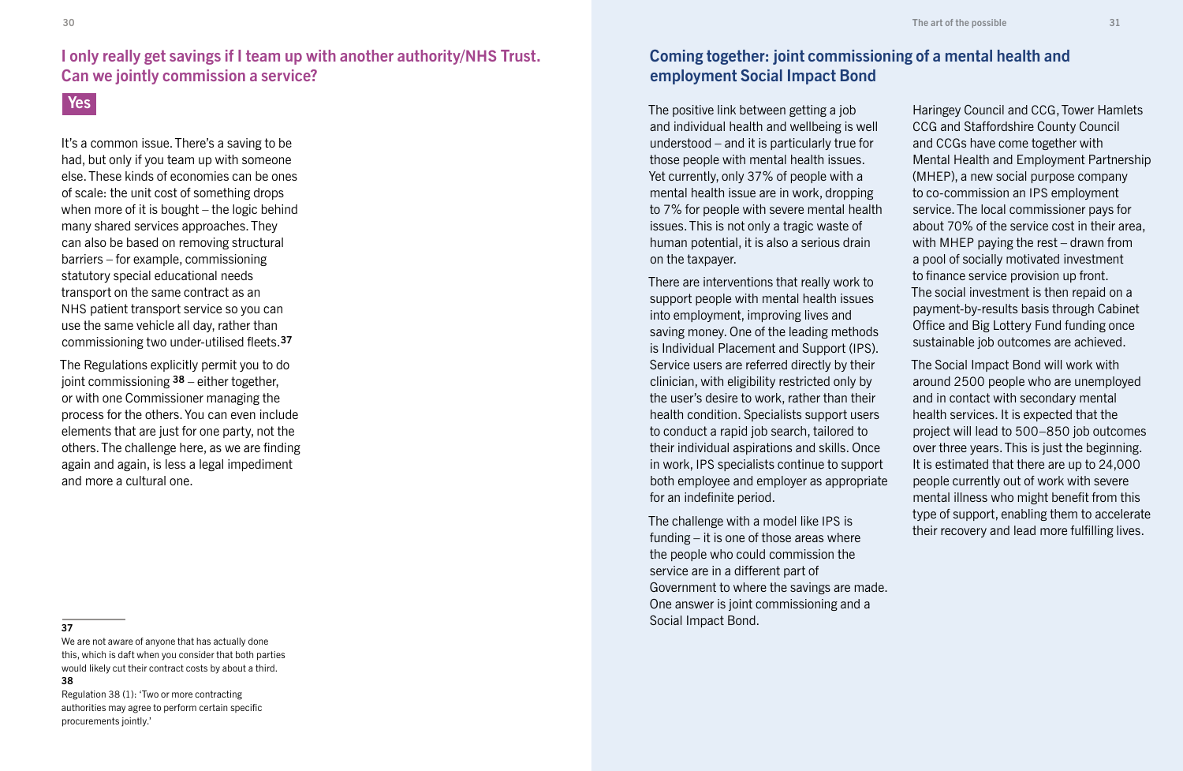## I only really get savings if I team up with another authority/NHS Trust. Can we jointly commission a service?

**Yes**

It's a common issue. There's a saving to be had, but only if you team up with someone else. These kinds of economies can be ones of scale: the unit cost of something drops when more of it is bought – the logic behind many shared services approaches. They can also be based on removing structural barriers – for example, commissioning statutory special educational needs transport on the same contract as an NHS patient transport service so you can use the same vehicle all day, rather than commissioning two under-utilised fleets.[37]

The Regulations explicitly permit you to do joint commissioning [38] – either together, or with one Commissioner managing the process for the others. You can even include elements that are just for one party, not the others. The challenge here, as we are finding again and again, is less a legal impediment and more a cultural one.

**37**
We are not aware of anyone that has actually done this, which is daft when you consider that both parties would likely cut their contract costs by about a third.

**38**
Regulation 38 (1): 'Two or more contracting authorities may agree to perform certain specific procurements jointly.'

## Coming together: joint commissioning of a mental health and employment Social Impact Bond

The positive link between getting a job and individual health and wellbeing is well understood – and it is particularly true for those people with mental health issues. Yet currently, only 37% of people with a mental health issue are in work, dropping to 7% for people with severe mental health issues. This is not only a tragic waste of human potential, it is also a serious drain on the taxpayer.

There are interventions that really work to support people with mental health issues into employment, improving lives and saving money. One of the leading methods is Individual Placement and Support (IPS). Service users are referred directly by their clinician, with eligibility restricted only by the user's desire to work, rather than their health condition. Specialists support users to conduct a rapid job search, tailored to their individual aspirations and skills. Once in work, IPS specialists continue to support both employee and employer as appropriate for an indefinite period.

The challenge with a model like IPS is funding – it is one of those areas where the people who could commission the service are in a different part of Government to where the savings are made. One answer is joint commissioning and a Social Impact Bond.

Haringey Council and CCG, Tower Hamlets CCG and Staffordshire County Council and CCGs have come together with Mental Health and Employment Partnership (MHEP), a new social purpose company to co-commission an IPS employment service. The local commissioner pays for about 70% of the service cost in their area, with MHEP paying the rest – drawn from a pool of socially motivated investment to finance service provision up front. The social investment is then repaid on a payment-by-results basis through Cabinet Office and Big Lottery Fund funding once sustainable job outcomes are achieved.

The Social Impact Bond will work with around 2500 people who are unemployed and in contact with secondary mental health services. It is expected that the project will lead to 500–850 job outcomes over three years. This is just the beginning. It is estimated that there are up to 24,000 people currently out of work with severe mental illness who might benefit from this type of support, enabling them to accelerate their recovery and lead more fulfilling lives.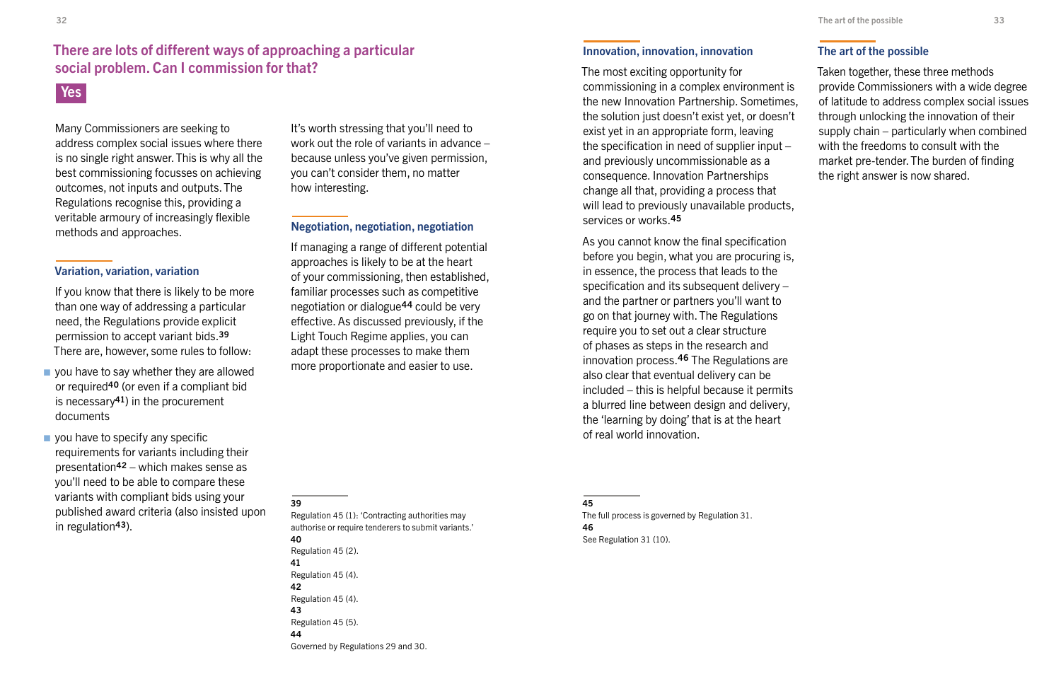## There are lots of different ways of approaching a particular social problem. Can I commission for that?

**Yes**

Many Commissioners are seeking to address complex social issues where there is no single right answer. This is why all the best commissioning focusses on achieving outcomes, not inputs and outputs. The Regulations recognise this, providing a veritable armoury of increasingly flexible methods and approaches.

### Variation, variation, variation

If you know that there is likely to be more than one way of addressing a particular need, the Regulations provide explicit permission to accept variant bids.[39] There are, however, some rules to follow:

- you have to say whether they are allowed or required[40] (or even if a compliant bid is necessary[41]) in the procurement documents
- you have to specify any specific requirements for variants including their presentation[42] – which makes sense as you'll need to be able to compare these variants with compliant bids using your published award criteria (also insisted upon in regulation[43]).

It's worth stressing that you'll need to work out the role of variants in advance – because unless you've given permission, you can't consider them, no matter how interesting.

### Negotiation, negotiation, negotiation

If managing a range of different potential approaches is likely to be at the heart of your commissioning, then established, familiar processes such as competitive negotiation or dialogue[44] could be very effective. As discussed previously, if the Light Touch Regime applies, you can adapt these processes to make them more proportionate and easier to use.

### Innovation, innovation, innovation

The most exciting opportunity for commissioning in a complex environment is the new Innovation Partnership. Sometimes, the solution just doesn't exist yet, or doesn't exist yet in an appropriate form, leaving the specification in need of supplier input – and previously uncommissionable as a consequence. Innovation Partnerships change all that, providing a process that will lead to previously unavailable products, services or works.[45]

As you cannot know the final specification before you begin, what you are procuring is, in essence, the process that leads to the specification and its subsequent delivery – and the partner or partners you'll want to go on that journey with. The Regulations require you to set out a clear structure of phases as steps in the research and innovation process.[46] The Regulations are also clear that eventual delivery can be included – this is helpful because it permits a blurred line between design and delivery, the 'learning by doing' that is at the heart of real world innovation.

### The art of the possible

Taken together, these three methods provide Commissioners with a wide degree of latitude to address complex social issues through unlocking the innovation of their supply chain – particularly when combined with the freedoms to consult with the market pre-tender. The burden of finding the right answer is now shared.

---

**39** Regulation 45 (1): 'Contracting authorities may authorise or require tenderers to submit variants.'

**40** Regulation 45 (2).

**41** Regulation 45 (4).

**42** Regulation 45 (4).

**43** Regulation 45 (5).

**44** Governed by Regulations 29 and 30.

**45** The full process is governed by Regulation 31.

**46** See Regulation 31 (10).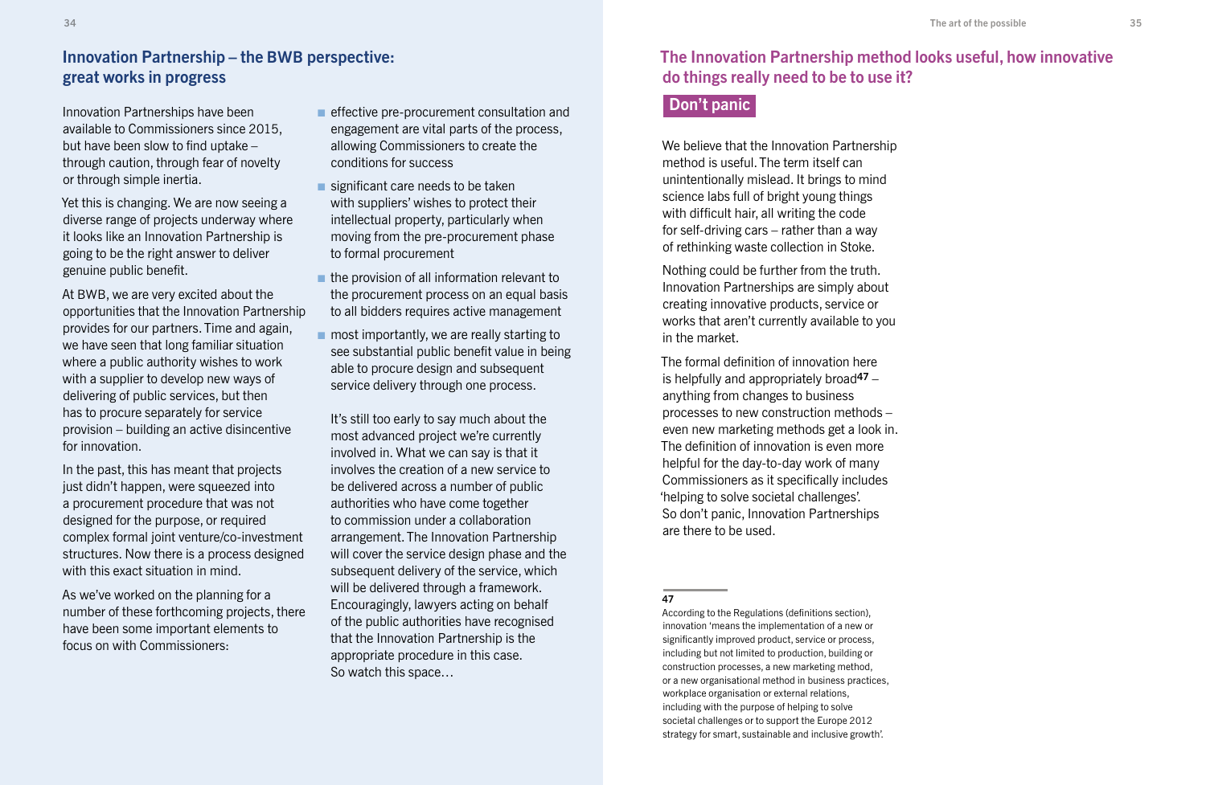## Innovation Partnership – the BWB perspective: great works in progress

Innovation Partnerships have been available to Commissioners since 2015, but have been slow to find uptake – through caution, through fear of novelty or through simple inertia.

Yet this is changing. We are now seeing a diverse range of projects underway where it looks like an Innovation Partnership is going to be the right answer to deliver genuine public benefit.

At BWB, we are very excited about the opportunities that the Innovation Partnership provides for our partners. Time and again, we have seen that long familiar situation where a public authority wishes to work with a supplier to develop new ways of delivering of public services, but then has to procure separately for service provision – building an active disincentive for innovation.

In the past, this has meant that projects just didn't happen, were squeezed into a procurement procedure that was not designed for the purpose, or required complex formal joint venture/co-investment structures. Now there is a process designed with this exact situation in mind.

As we've worked on the planning for a number of these forthcoming projects, there have been some important elements to focus on with Commissioners:

- effective pre-procurement consultation and engagement are vital parts of the process, allowing Commissioners to create the conditions for success
- significant care needs to be taken with suppliers' wishes to protect their intellectual property, particularly when moving from the pre-procurement phase to formal procurement
- the provision of all information relevant to the procurement process on an equal basis to all bidders requires active management
- most importantly, we are really starting to see substantial public benefit value in being able to procure design and subsequent service delivery through one process.

It's still too early to say much about the most advanced project we're currently involved in. What we can say is that it involves the creation of a new service to be delivered across a number of public authorities who have come together to commission under a collaboration arrangement. The Innovation Partnership will cover the service design phase and the subsequent delivery of the service, which will be delivered through a framework. Encouragingly, lawyers acting on behalf of the public authorities have recognised that the Innovation Partnership is the appropriate procedure in this case. So watch this space…

## The Innovation Partnership method looks useful, how innovative do things really need to be to use it?

### Don't panic

We believe that the Innovation Partnership method is useful. The term itself can unintentionally mislead. It brings to mind science labs full of bright young things with difficult hair, all writing the code for self-driving cars – rather than a way of rethinking waste collection in Stoke.

Nothing could be further from the truth. Innovation Partnerships are simply about creating innovative products, service or works that aren't currently available to you in the market.

The formal definition of innovation here is helpfully and appropriately broad[47] – anything from changes to business processes to new construction methods – even new marketing methods get a look in. The definition of innovation is even more helpful for the day-to-day work of many Commissioners as it specifically includes 'helping to solve societal challenges'. So don't panic, Innovation Partnerships are there to be used.

---

**47**

According to the Regulations (definitions section), innovation 'means the implementation of a new or significantly improved product, service or process, including but not limited to production, building or construction processes, a new marketing method, or a new organisational method in business practices, workplace organisation or external relations, including with the purpose of helping to solve societal challenges or to support the Europe 2012 strategy for smart, sustainable and inclusive growth'.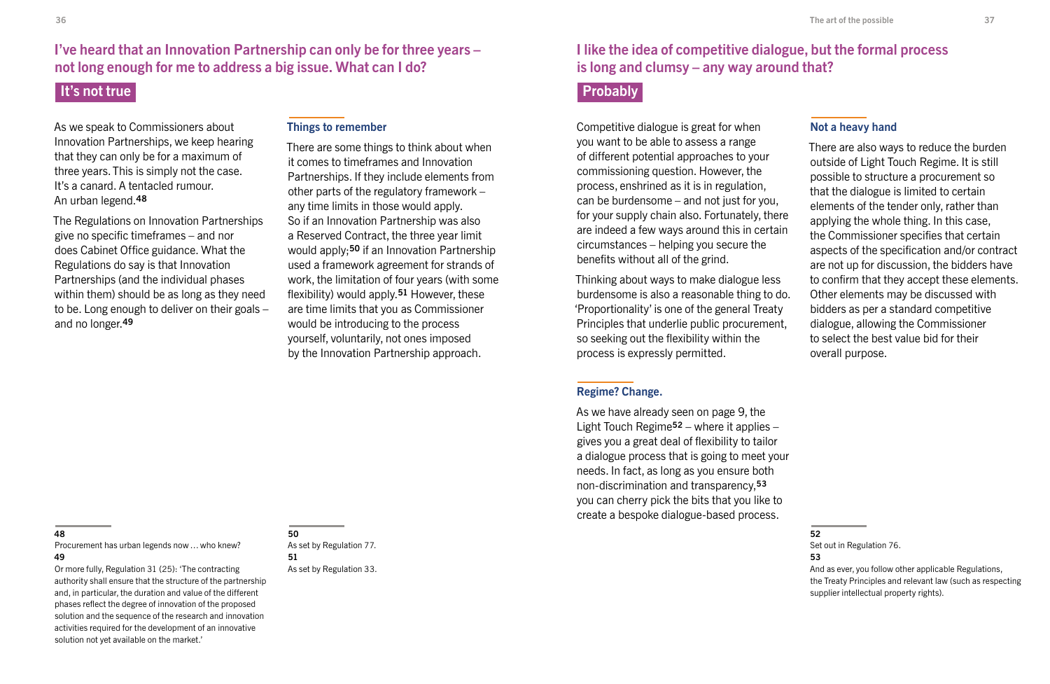## I've heard that an Innovation Partnership can only be for three years – not long enough for me to address a big issue. What can I do?

### It's not true

As we speak to Commissioners about Innovation Partnerships, we keep hearing that they can only be for a maximum of three years. This is simply not the case. It's a canard. A tentacled rumour. An urban legend.[48]

The Regulations on Innovation Partnerships give no specific timeframes – and nor does Cabinet Office guidance. What the Regulations do say is that Innovation Partnerships (and the individual phases within them) should be as long as they need to be. Long enough to deliver on their goals – and no longer.[49]

#### Things to remember

There are some things to think about when it comes to timeframes and Innovation Partnerships. If they include elements from other parts of the regulatory framework – any time limits in those would apply. So if an Innovation Partnership was also a Reserved Contract, the three year limit would apply;[50] if an Innovation Partnership used a framework agreement for strands of work, the limitation of four years (with some flexibility) would apply.[51] However, these are time limits that you as Commissioner would be introducing to the process yourself, voluntarily, not ones imposed by the Innovation Partnership approach.

48
Procurement has urban legends now … who knew?

49
Or more fully, Regulation 31 (25): 'The contracting authority shall ensure that the structure of the partnership and, in particular, the duration and value of the different phases reflect the degree of innovation of the proposed solution and the sequence of the research and innovation activities required for the development of an innovative solution not yet available on the market.'

50
As set by Regulation 77.

51
As set by Regulation 33.

## I like the idea of competitive dialogue, but the formal process is long and clumsy – any way around that?

### Probably

Competitive dialogue is great for when you want to be able to assess a range of different potential approaches to your commissioning question. However, the process, enshrined as it is in regulation, can be burdensome – and not just for you, for your supply chain also. Fortunately, there are indeed a few ways around this in certain circumstances – helping you secure the benefits without all of the grind.

Thinking about ways to make dialogue less burdensome is also a reasonable thing to do. 'Proportionality' is one of the general Treaty Principles that underlie public procurement, so seeking out the flexibility within the process is expressly permitted.

#### Regime? Change.

As we have already seen on page 9, the Light Touch Regime[52] – where it applies – gives you a great deal of flexibility to tailor a dialogue process that is going to meet your needs. In fact, as long as you ensure both non-discrimination and transparency,[53] you can cherry pick the bits that you like to create a bespoke dialogue-based process.

#### Not a heavy hand

There are also ways to reduce the burden outside of Light Touch Regime. It is still possible to structure a procurement so that the dialogue is limited to certain elements of the tender only, rather than applying the whole thing. In this case, the Commissioner specifies that certain aspects of the specification and/or contract are not up for discussion, the bidders have to confirm that they accept these elements. Other elements may be discussed with bidders as per a standard competitive dialogue, allowing the Commissioner to select the best value bid for their overall purpose.

52
Set out in Regulation 76.

53
And as ever, you follow other applicable Regulations, the Treaty Principles and relevant law (such as respecting supplier intellectual property rights).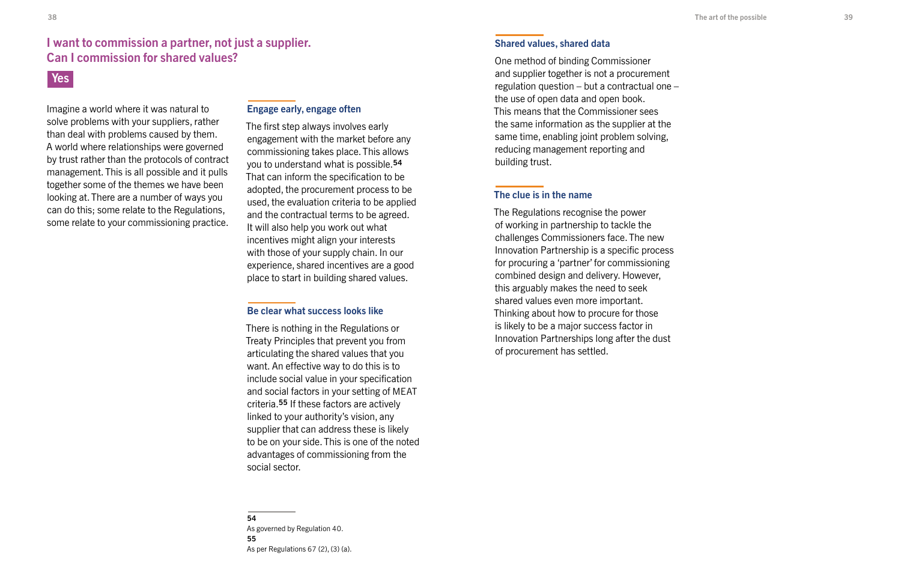## I want to commission a partner, not just a supplier. Can I commission for shared values?

**Yes**

Imagine a world where it was natural to solve problems with your suppliers, rather than deal with problems caused by them. A world where relationships were governed by trust rather than the protocols of contract management. This is all possible and it pulls together some of the themes we have been looking at. There are a number of ways you can do this; some relate to the Regulations, some relate to your commissioning practice.

### Engage early, engage often

The first step always involves early engagement with the market before any commissioning takes place. This allows you to understand what is possible.[54] That can inform the specification to be adopted, the procurement process to be used, the evaluation criteria to be applied and the contractual terms to be agreed. It will also help you work out what incentives might align your interests with those of your supply chain. In our experience, shared incentives are a good place to start in building shared values.

### Be clear what success looks like

There is nothing in the Regulations or Treaty Principles that prevent you from articulating the shared values that you want. An effective way to do this is to include social value in your specification and social factors in your setting of MEAT criteria.[55] If these factors are actively linked to your authority's vision, any supplier that can address these is likely to be on your side. This is one of the noted advantages of commissioning from the social sector.

### Shared values, shared data

One method of binding Commissioner and supplier together is not a procurement regulation question – but a contractual one – the use of open data and open book. This means that the Commissioner sees the same information as the supplier at the same time, enabling joint problem solving, reducing management reporting and building trust.

### The clue is in the name

The Regulations recognise the power of working in partnership to tackle the challenges Commissioners face. The new Innovation Partnership is a specific process for procuring a 'partner' for commissioning combined design and delivery. However, this arguably makes the need to seek shared values even more important. Thinking about how to procure for those is likely to be a major success factor in Innovation Partnerships long after the dust of procurement has settled.

---

**54**
As governed by Regulation 40.

**55**
As per Regulations 67 (2), (3) (a).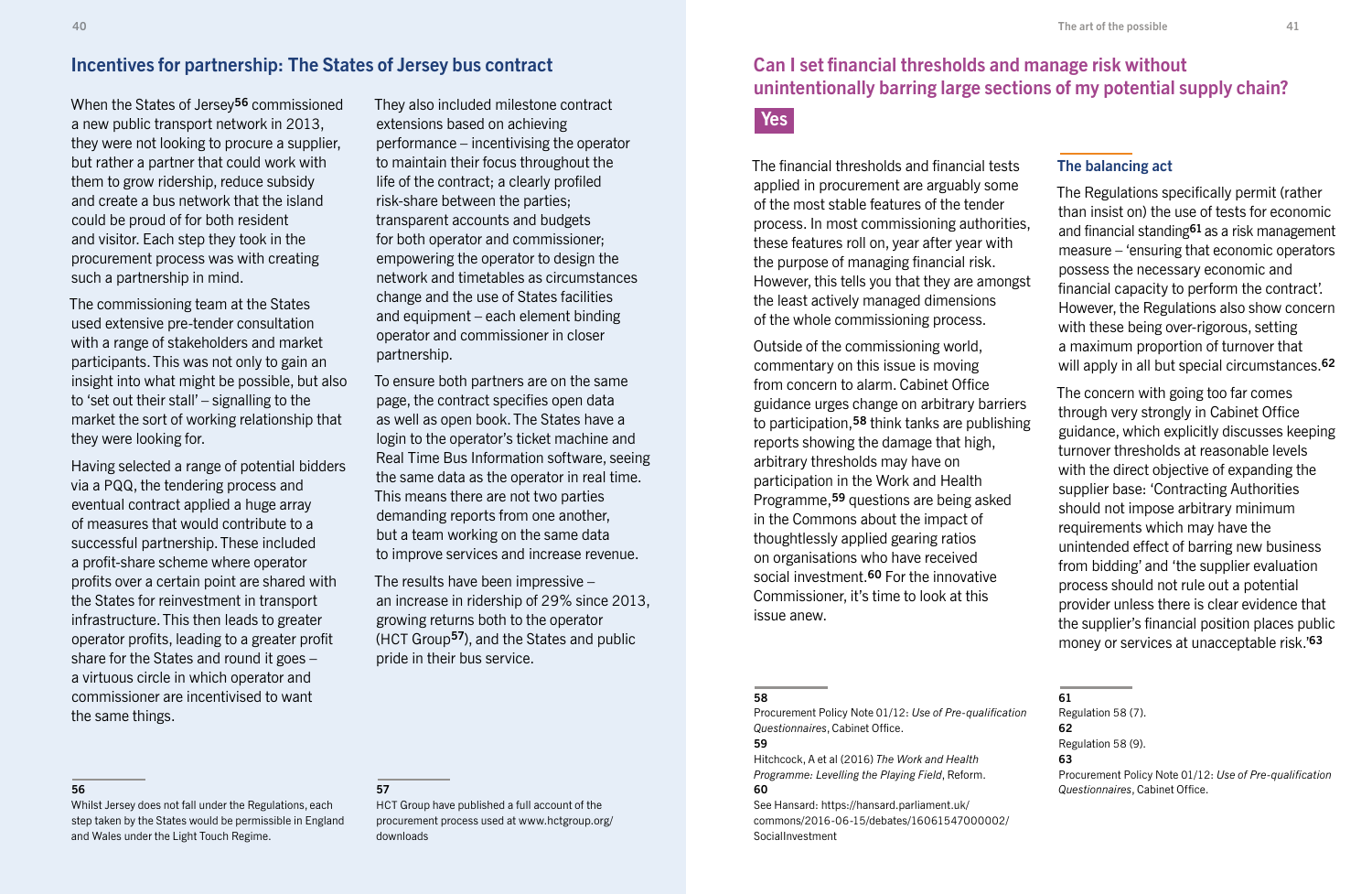## Incentives for partnership: The States of Jersey bus contract

When the States of Jersey[56] commissioned a new public transport network in 2013, they were not looking to procure a supplier, but rather a partner that could work with them to grow ridership, reduce subsidy and create a bus network that the island could be proud of for both resident and visitor. Each step they took in the procurement process was with creating such a partnership in mind.

The commissioning team at the States used extensive pre-tender consultation with a range of stakeholders and market participants. This was not only to gain an insight into what might be possible, but also to 'set out their stall' – signalling to the market the sort of working relationship that they were looking for.

Having selected a range of potential bidders via a PQQ, the tendering process and eventual contract applied a huge array of measures that would contribute to a successful partnership. These included a profit-share scheme where operator profits over a certain point are shared with the States for reinvestment in transport infrastructure. This then leads to greater operator profits, leading to a greater profit share for the States and round it goes – a virtuous circle in which operator and commissioner are incentivised to want the same things.

They also included milestone contract extensions based on achieving performance – incentivising the operator to maintain their focus throughout the life of the contract; a clearly profiled risk-share between the parties; transparent accounts and budgets for both operator and commissioner; empowering the operator to design the network and timetables as circumstances change and the use of States facilities and equipment – each element binding operator and commissioner in closer partnership.

To ensure both partners are on the same page, the contract specifies open data as well as open book. The States have a login to the operator's ticket machine and Real Time Bus Information software, seeing the same data as the operator in real time. This means there are not two parties demanding reports from one another, but a team working on the same data to improve services and increase revenue.

The results have been impressive – an increase in ridership of 29% since 2013, growing returns both to the operator (HCT Group[57]), and the States and public pride in their bus service.

56 Whilst Jersey does not fall under the Regulations, each step taken by the States would be permissible in England and Wales under the Light Touch Regime.

57 HCT Group have published a full account of the procurement process used at www.hctgroup.org/downloads

## Can I set financial thresholds and manage risk without unintentionally barring large sections of my potential supply chain?

**Yes**

The financial thresholds and financial tests applied in procurement are arguably some of the most stable features of the tender process. In most commissioning authorities, these features roll on, year after year with the purpose of managing financial risk. However, this tells you that they are amongst the least actively managed dimensions of the whole commissioning process.

Outside of the commissioning world, commentary on this issue is moving from concern to alarm. Cabinet Office guidance urges change on arbitrary barriers to participation,[58] think tanks are publishing reports showing the damage that high, arbitrary thresholds may have on participation in the Work and Health Programme,[59] questions are being asked in the Commons about the impact of thoughtlessly applied gearing ratios on organisations who have received social investment.[60] For the innovative Commissioner, it's time to look at this issue anew.

### The balancing act

The Regulations specifically permit (rather than insist on) the use of tests for economic and financial standing[61] as a risk management measure – 'ensuring that economic operators possess the necessary economic and financial capacity to perform the contract'. However, the Regulations also show concern with these being over-rigorous, setting a maximum proportion of turnover that will apply in all but special circumstances.[62]

The concern with going too far comes through very strongly in Cabinet Office guidance, which explicitly discusses keeping turnover thresholds at reasonable levels with the direct objective of expanding the supplier base: 'Contracting Authorities should not impose arbitrary minimum requirements which may have the unintended effect of barring new business from bidding' and 'the supplier evaluation process should not rule out a potential provider unless there is clear evidence that the supplier's financial position places public money or services at unacceptable risk.'[63]

58 Procurement Policy Note 01/12: *Use of Pre-qualification Questionnaires*, Cabinet Office.

59 Hitchcock, A et al (2016) *The Work and Health Programme: Levelling the Playing Field*, Reform.

60 See Hansard: https://hansard.parliament.uk/commons/2016-06-15/debates/16061547000002/SocialInvestment

61 Regulation 58 (7).

62 Regulation 58 (9).

63 Procurement Policy Note 01/12: *Use of Pre-qualification Questionnaires*, Cabinet Office.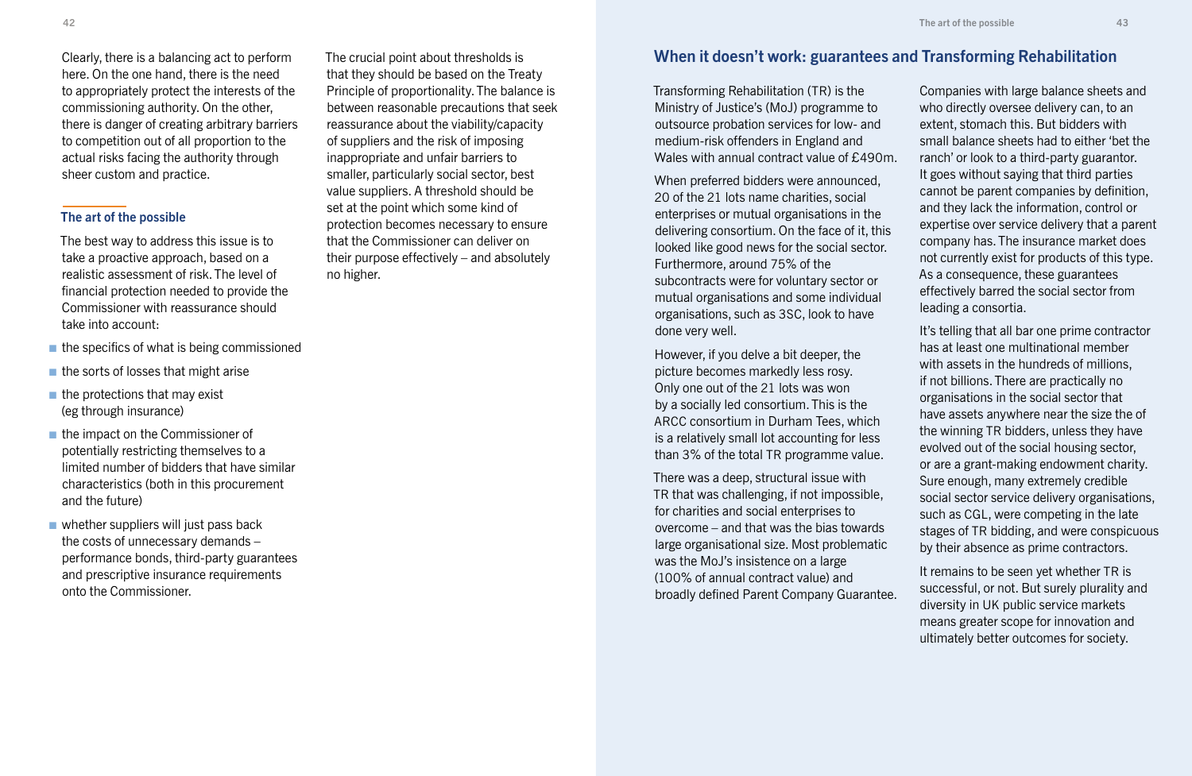Clearly, there is a balancing act to perform here. On the one hand, there is the need to appropriately protect the interests of the commissioning authority. On the other, there is danger of creating arbitrary barriers to competition out of all proportion to the actual risks facing the authority through sheer custom and practice.

### The art of the possible

The best way to address this issue is to take a proactive approach, based on a realistic assessment of risk. The level of financial protection needed to provide the Commissioner with reassurance should take into account:

- the specifics of what is being commissioned
- the sorts of losses that might arise
- the protections that may exist (eg through insurance)
- the impact on the Commissioner of potentially restricting themselves to a limited number of bidders that have similar characteristics (both in this procurement and the future)
- whether suppliers will just pass back the costs of unnecessary demands – performance bonds, third-party guarantees and prescriptive insurance requirements onto the Commissioner.

The crucial point about thresholds is that they should be based on the Treaty Principle of proportionality. The balance is between reasonable precautions that seek reassurance about the viability/capacity of suppliers and the risk of imposing inappropriate and unfair barriers to smaller, particularly social sector, best value suppliers. A threshold should be set at the point which some kind of protection becomes necessary to ensure that the Commissioner can deliver on their purpose effectively – and absolutely no higher.

## When it doesn't work: guarantees and Transforming Rehabilitation

Transforming Rehabilitation (TR) is the Ministry of Justice's (MoJ) programme to outsource probation services for low- and medium-risk offenders in England and Wales with annual contract value of £490m.

When preferred bidders were announced, 20 of the 21 lots name charities, social enterprises or mutual organisations in the delivering consortium. On the face of it, this looked like good news for the social sector. Furthermore, around 75% of the subcontracts were for voluntary sector or mutual organisations and some individual organisations, such as 3SC, look to have done very well.

However, if you delve a bit deeper, the picture becomes markedly less rosy. Only one out of the 21 lots was won by a socially led consortium. This is the ARCC consortium in Durham Tees, which is a relatively small lot accounting for less than 3% of the total TR programme value.

There was a deep, structural issue with TR that was challenging, if not impossible, for charities and social enterprises to overcome – and that was the bias towards large organisational size. Most problematic was the MoJ's insistence on a large (100% of annual contract value) and broadly defined Parent Company Guarantee.

Companies with large balance sheets and who directly oversee delivery can, to an extent, stomach this. But bidders with small balance sheets had to either 'bet the ranch' or look to a third-party guarantor. It goes without saying that third parties cannot be parent companies by definition, and they lack the information, control or expertise over service delivery that a parent company has. The insurance market does not currently exist for products of this type. As a consequence, these guarantees effectively barred the social sector from leading a consortia.

It's telling that all bar one prime contractor has at least one multinational member with assets in the hundreds of millions, if not billions. There are practically no organisations in the social sector that have assets anywhere near the size the of the winning TR bidders, unless they have evolved out of the social housing sector, or are a grant-making endowment charity. Sure enough, many extremely credible social sector service delivery organisations, such as CGL, were competing in the late stages of TR bidding, and were conspicuous by their absence as prime contractors.

It remains to be seen yet whether TR is successful, or not. But surely plurality and diversity in UK public service markets means greater scope for innovation and ultimately better outcomes for society.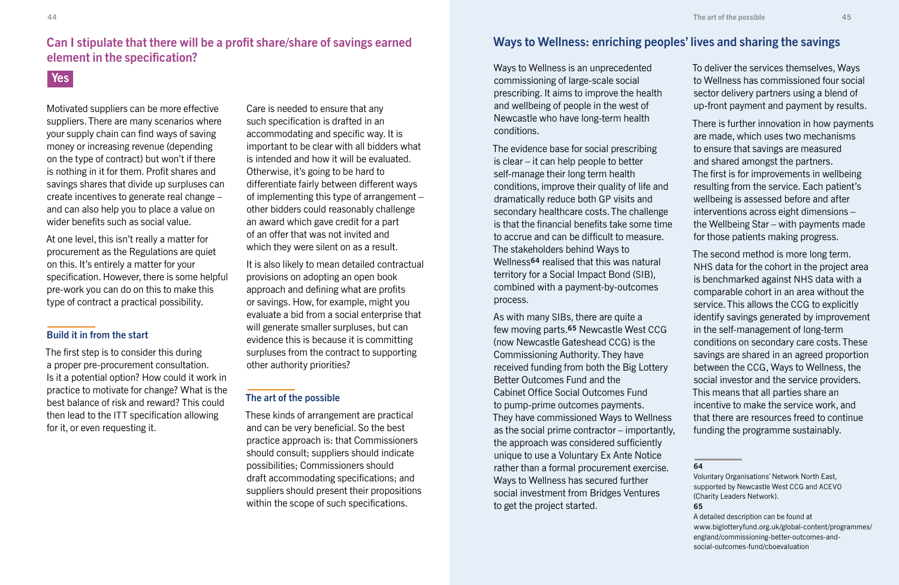## Can I stipulate that there will be a profit share/share of savings earned element in the specification?

**Yes**

Motivated suppliers can be more effective suppliers. There are many scenarios where your supply chain can find ways of saving money or increasing revenue (depending on the type of contract) but won't if there is nothing in it for them. Profit shares and savings shares that divide up surpluses can create incentives to generate real change – and can also help you to place a value on wider benefits such as social value.

At one level, this isn't really a matter for procurement as the Regulations are quiet on this. It's entirely a matter for your specification. However, there is some helpful pre-work you can do on this to make this type of contract a practical possibility.

### Build it in from the start

The first step is to consider this during a proper pre-procurement consultation. Is it a potential option? How could it work in practice to motivate for change? What is the best balance of risk and reward? This could then lead to the ITT specification allowing for it, or even requesting it.

Care is needed to ensure that any such specification is drafted in an accommodating and specific way. It is important to be clear with all bidders what is intended and how it will be evaluated. Otherwise, it's going to be hard to differentiate fairly between different ways of implementing this type of arrangement – other bidders could reasonably challenge an award which gave credit for a part of an offer that was not invited and which they were silent on as a result.

It is also likely to mean detailed contractual provisions on adopting an open book approach and defining what are profits or savings. How, for example, might you evaluate a bid from a social enterprise that will generate smaller surpluses, but can evidence this is because it is committing surpluses from the contract to supporting other authority priorities?

### The art of the possible

These kinds of arrangement are practical and can be very beneficial. So the best practice approach is: that Commissioners should consult; suppliers should indicate possibilities; Commissioners should draft accommodating specifications; and suppliers should present their propositions within the scope of such specifications.

## Ways to Wellness: enriching peoples' lives and sharing the savings

Ways to Wellness is an unprecedented commissioning of large-scale social prescribing. It aims to improve the health and wellbeing of people in the west of Newcastle who have long-term health conditions.

The evidence base for social prescribing is clear – it can help people to better self-manage their long term health conditions, improve their quality of life and dramatically reduce both GP visits and secondary healthcare costs. The challenge is that the financial benefits take some time to accrue and can be difficult to measure. The stakeholders behind Ways to Wellness[64] realised that this was natural territory for a Social Impact Bond (SIB), combined with a payment-by-outcomes process.

As with many SIBs, there are quite a few moving parts.[65] Newcastle West CCG (now Newcastle Gateshead CCG) is the Commissioning Authority. They have received funding from both the Big Lottery Better Outcomes Fund and the Cabinet Office Social Outcomes Fund to pump-prime outcomes payments. They have commissioned Ways to Wellness as the social prime contractor – importantly, the approach was considered sufficiently unique to use a Voluntary Ex Ante Notice rather than a formal procurement exercise. Ways to Wellness has secured further social investment from Bridges Ventures to get the project started.

To deliver the services themselves, Ways to Wellness has commissioned four social sector delivery partners using a blend of up-front payment and payment by results.

There is further innovation in how payments are made, which uses two mechanisms to ensure that savings are measured and shared amongst the partners. The first is for improvements in wellbeing resulting from the service. Each patient's wellbeing is assessed before and after interventions across eight dimensions – the Wellbeing Star – with payments made for those patients making progress.

The second method is more long term. NHS data for the cohort in the project area is benchmarked against NHS data with a comparable cohort in an area without the service. This allows the CCG to explicitly identify savings generated by improvement in the self-management of long-term conditions on secondary care costs. These savings are shared in an agreed proportion between the CCG, Ways to Wellness, the social investor and the service providers. This means that all parties share an incentive to make the service work, and that there are resources freed to continue funding the programme sustainably.

---

**64**
Voluntary Organisations' Network North East, supported by Newcastle West CCG and ACEVO (Charity Leaders Network).

**65**
A detailed description can be found at www.biglotteryfund.org.uk/global-content/programmes/england/commissioning-better-outcomes-and-social-outcomes-fund/cboevaluation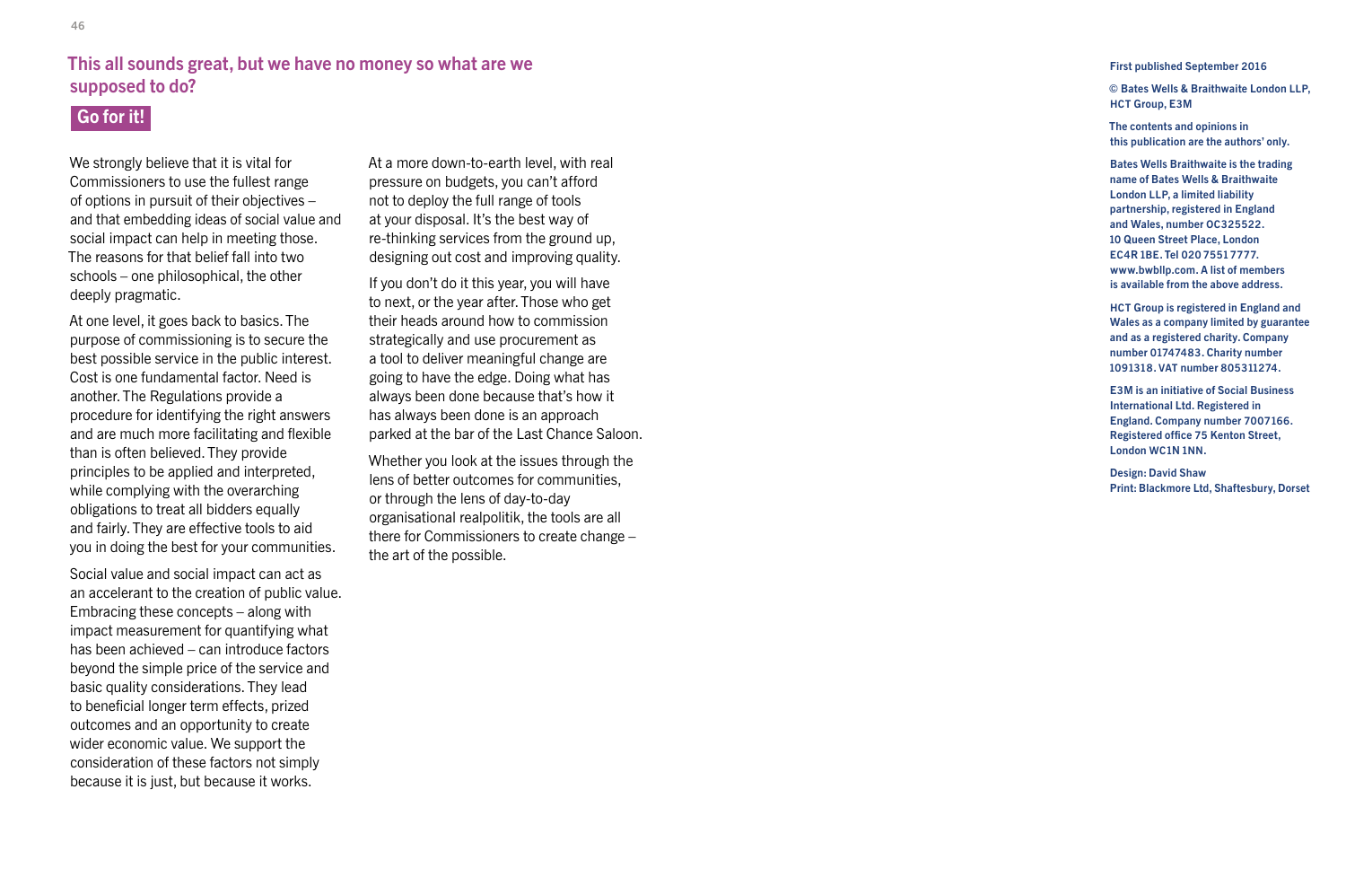## This all sounds great, but we have no money so what are we supposed to do?

### Go for it!

We strongly believe that it is vital for Commissioners to use the fullest range of options in pursuit of their objectives – and that embedding ideas of social value and social impact can help in meeting those. The reasons for that belief fall into two schools – one philosophical, the other deeply pragmatic.

At one level, it goes back to basics. The purpose of commissioning is to secure the best possible service in the public interest. Cost is one fundamental factor. Need is another. The Regulations provide a procedure for identifying the right answers and are much more facilitating and flexible than is often believed. They provide principles to be applied and interpreted, while complying with the overarching obligations to treat all bidders equally and fairly. They are effective tools to aid you in doing the best for your communities.

Social value and social impact can act as an accelerant to the creation of public value. Embracing these concepts – along with impact measurement for quantifying what has been achieved – can introduce factors beyond the simple price of the service and basic quality considerations. They lead to beneficial longer term effects, prized outcomes and an opportunity to create wider economic value. We support the consideration of these factors not simply because it is just, but because it works.

At a more down-to-earth level, with real pressure on budgets, you can't afford not to deploy the full range of tools at your disposal. It's the best way of re-thinking services from the ground up, designing out cost and improving quality.

If you don't do it this year, you will have to next, or the year after. Those who get their heads around how to commission strategically and use procurement as a tool to deliver meaningful change are going to have the edge. Doing what has always been done because that's how it has always been done is an approach parked at the bar of the Last Chance Saloon.

Whether you look at the issues through the lens of better outcomes for communities, or through the lens of day-to-day organisational realpolitik, the tools are all there for Commissioners to create change – the art of the possible.

**First published September 2016**

**© Bates Wells & Braithwaite London LLP, HCT Group, E3M**

**The contents and opinions in this publication are the authors' only.**

**Bates Wells Braithwaite is the trading name of Bates Wells & Braithwaite London LLP, a limited liability partnership, registered in England and Wales, number OC325522. 10 Queen Street Place, London EC4R 1BE. Tel 020 7551 7777. www.bwbllp.com. A list of members is available from the above address.**

**HCT Group is registered in England and Wales as a company limited by guarantee and as a registered charity. Company number 01747483. Charity number 1091318. VAT number 805311274.**

**E3M is an initiative of Social Business International Ltd. Registered in England. Company number 7007166. Registered office 75 Kenton Street, London WC1N 1NN.**

**Design: David Shaw**
**Print: Blackmore Ltd, Shaftesbury, Dorset**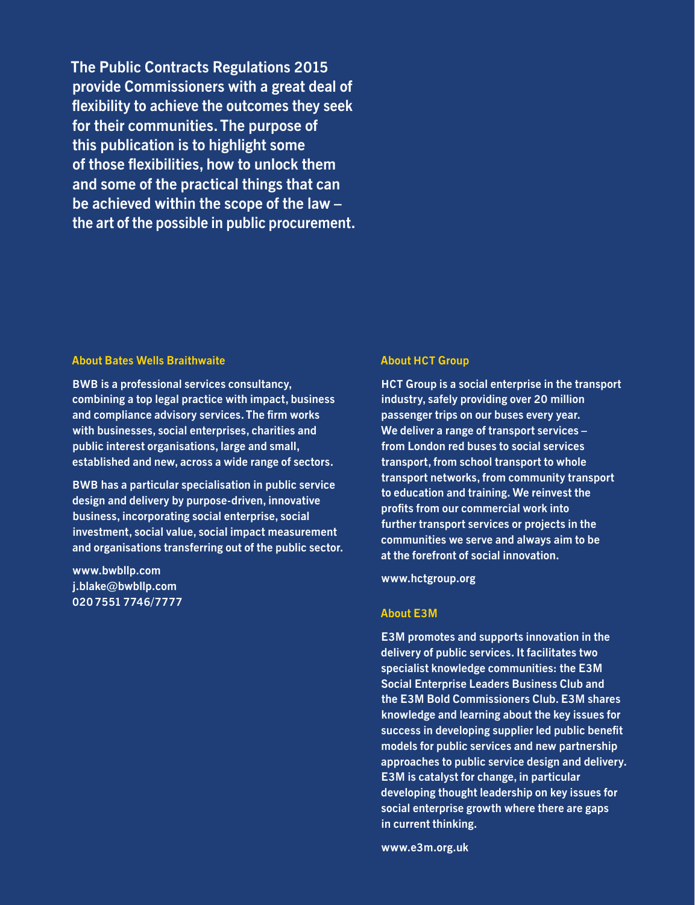**The Public Contracts Regulations 2015 provide Commissioners with a great deal of flexibility to achieve the outcomes they seek for their communities. The purpose of this publication is to highlight some of those flexibilities, how to unlock them and some of the practical things that can be achieved within the scope of the law – the art of the possible in public procurement.**

### About Bates Wells Braithwaite

BWB is a professional services consultancy, combining a top legal practice with impact, business and compliance advisory services. The firm works with businesses, social enterprises, charities and public interest organisations, large and small, established and new, across a wide range of sectors.

BWB has a particular specialisation in public service design and delivery by purpose-driven, innovative business, incorporating social enterprise, social investment, social value, social impact measurement and organisations transferring out of the public sector.

www.bwbllp.com
j.blake@bwbllp.com
020 7551 7746/7777

### About HCT Group

HCT Group is a social enterprise in the transport industry, safely providing over 20 million passenger trips on our buses every year. We deliver a range of transport services – from London red buses to social services transport, from school transport to whole transport networks, from community transport to education and training. We reinvest the profits from our commercial work into further transport services or projects in the communities we serve and always aim to be at the forefront of social innovation.

www.hctgroup.org

### About E3M

E3M promotes and supports innovation in the delivery of public services. It facilitates two specialist knowledge communities: the E3M Social Enterprise Leaders Business Club and the E3M Bold Commissioners Club. E3M shares knowledge and learning about the key issues for success in developing supplier led public benefit models for public services and new partnership approaches to public service design and delivery. E3M is catalyst for change, in particular developing thought leadership on key issues for social enterprise growth where there are gaps in current thinking.

www.e3m.org.uk